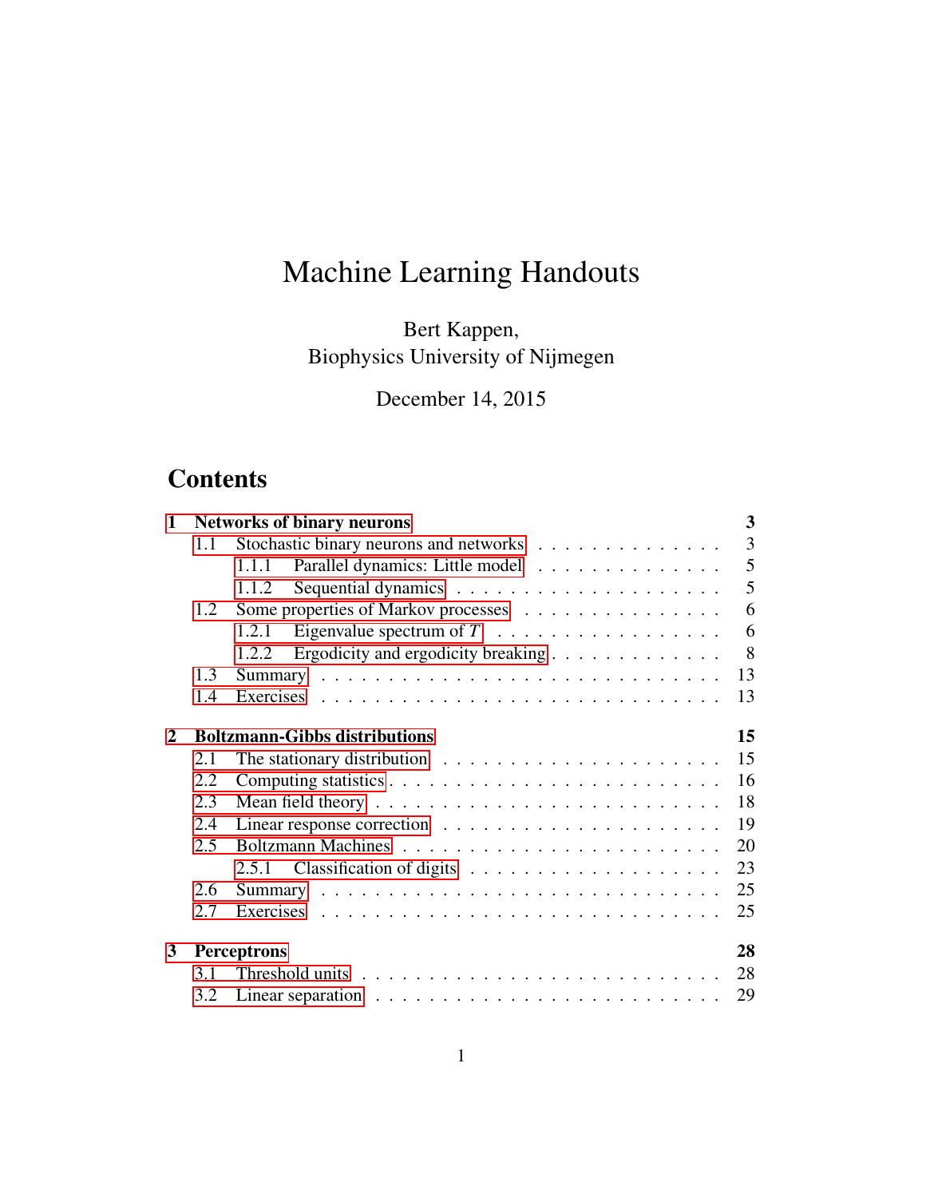# Machine Learning Handouts

Bert Kappen,
Biophysics University of Nijmegen

December 14, 2015

## Contents

**1 Networks of binary neurons** — **3**
- 1.1 Stochastic binary neurons and networks — 3
  - 1.1.1 Parallel dynamics: Little model — 5
  - 1.1.2 Sequential dynamics — 5
- 1.2 Some properties of Markov processes — 6
  - 1.2.1 Eigenvalue spectrum of $T$ — 6
  - 1.2.2 Ergodicity and ergodicity breaking — 8
- 1.3 Summary — 13
- 1.4 Exercises — 13

**2 Boltzmann-Gibbs distributions** — **15**
- 2.1 The stationary distribution — 15
- 2.2 Computing statistics — 16
- 2.3 Mean field theory — 18
- 2.4 Linear response correction — 19
- 2.5 Boltzmann Machines — 20
  - 2.5.1 Classification of digits — 23
- 2.6 Summary — 25
- 2.7 Exercises — 25

**3 Perceptrons** — **28**
- 3.1 Threshold units — 28
- 3.2 Linear separation — 29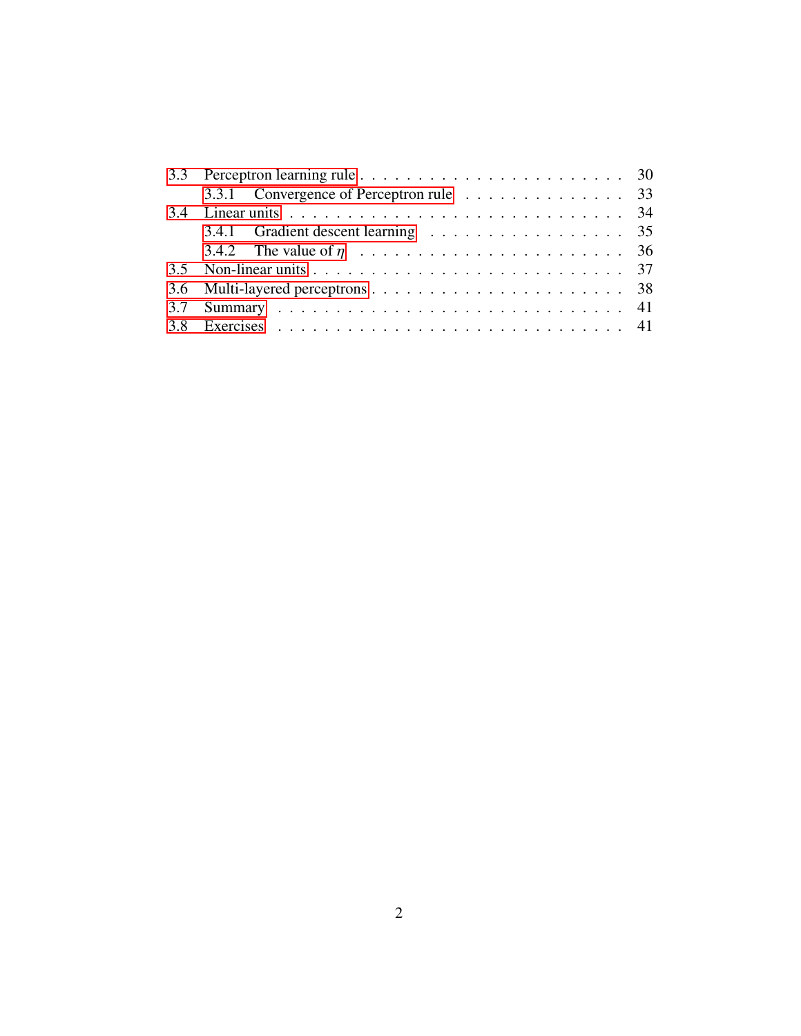- 3.3 Perceptron learning rule . . . . . . . . . . . . . . . . . . . . . . . 30
  - 3.3.1 Convergence of Perceptron rule . . . . . . . . . . . . . . 33
- 3.4 Linear units . . . . . . . . . . . . . . . . . . . . . . . . . . . . . 34
  - 3.4.1 Gradient descent learning . . . . . . . . . . . . . . . . . 35
  - 3.4.2 The value of $\eta$ . . . . . . . . . . . . . . . . . . . . . . . 36
- 3.5 Non-linear units . . . . . . . . . . . . . . . . . . . . . . . . . . 37
- 3.6 Multi-layered perceptrons . . . . . . . . . . . . . . . . . . . . . 38
- 3.7 Summary . . . . . . . . . . . . . . . . . . . . . . . . . . . . . . 41
- 3.8 Exercises . . . . . . . . . . . . . . . . . . . . . . . . . . . . . . 41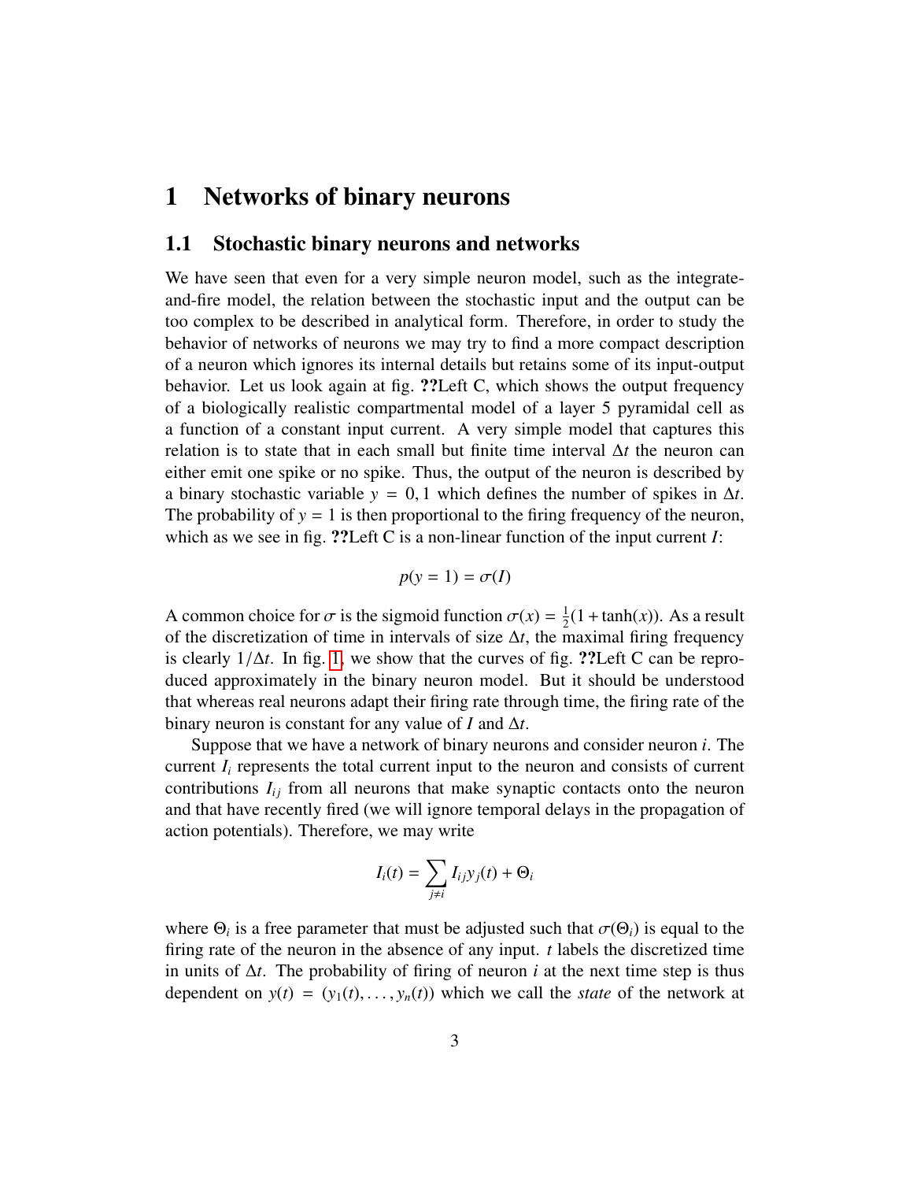# 1 Networks of binary neurons

## 1.1 Stochastic binary neurons and networks

We have seen that even for a very simple neuron model, such as the integrate-and-fire model, the relation between the stochastic input and the output can be too complex to be described in analytical form. Therefore, in order to study the behavior of networks of neurons we may try to find a more compact description of a neuron which ignores its internal details but retains some of its input-output behavior. Let us look again at fig. **??**Left C, which shows the output frequency of a biologically realistic compartmental model of a layer 5 pyramidal cell as a function of a constant input current. A very simple model that captures this relation is to state that in each small but finite time interval $\Delta t$ the neuron can either emit one spike or no spike. Thus, the output of the neuron is described by a binary stochastic variable $y = 0, 1$ which defines the number of spikes in $\Delta t$. The probability of $y = 1$ is then proportional to the firing frequency of the neuron, which as we see in fig. **??**Left C is a non-linear function of the input current $I$:

$$p(y = 1) = \sigma(I)$$

A common choice for $\sigma$ is the sigmoid function $\sigma(x) = \frac{1}{2}(1 + \tanh(x))$. As a result of the discretization of time in intervals of size $\Delta t$, the maximal firing frequency is clearly $1/\Delta t$. In fig. 1, we show that the curves of fig. **??**Left C can be reproduced approximately in the binary neuron model. But it should be understood that whereas real neurons adapt their firing rate through time, the firing rate of the binary neuron is constant for any value of $I$ and $\Delta t$.

Suppose that we have a network of binary neurons and consider neuron $i$. The current $I_i$ represents the total current input to the neuron and consists of current contributions $I_{ij}$ from all neurons that make synaptic contacts onto the neuron and that have recently fired (we will ignore temporal delays in the propagation of action potentials). Therefore, we may write

$$I_i(t) = \sum_{j \neq i} I_{ij} y_j(t) + \Theta_i$$

where $\Theta_i$ is a free parameter that must be adjusted such that $\sigma(\Theta_i)$ is equal to the firing rate of the neuron in the absence of any input. $t$ labels the discretized time in units of $\Delta t$. The probability of firing of neuron $i$ at the next time step is thus dependent on $y(t) = (y_1(t), \ldots, y_n(t))$ which we call the *state* of the network at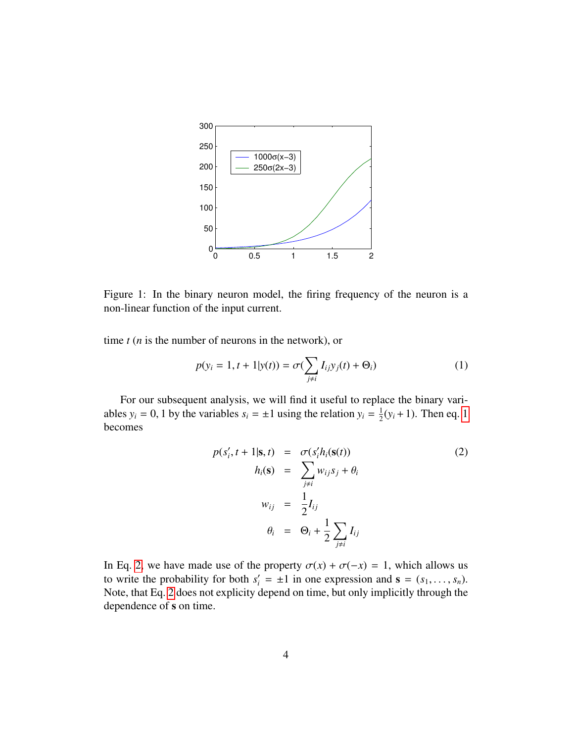Figure 1: In the binary neuron model, the firing frequency of the neuron is a non-linear function of the input current.

time $t$ ($n$ is the number of neurons in the network), or

$$p(y_i = 1, t+1|y(t)) = \sigma(\sum_{j \neq i} I_{ij} y_j(t) + \Theta_i) \tag{1}$$

For our subsequent analysis, we will find it useful to replace the binary variables $y_i = 0, 1$ by the variables $s_i = \pm 1$ using the relation $y_i = \frac{1}{2}(y_i + 1)$. Then eq. 1 becomes

$$\begin{aligned}
p(s_i', t+1|\mathbf{s}, t) &= \sigma(s_i' h_i(\mathbf{s}(t))) \\
h_i(\mathbf{s}) &= \sum_{j \neq i} w_{ij} s_j + \theta_i \\
w_{ij} &= \frac{1}{2} I_{ij} \\
\theta_i &= \Theta_i + \frac{1}{2} \sum_{j \neq i} I_{ij}
\end{aligned} \tag{2}$$

In Eq. 2, we have made use of the property $\sigma(x) + \sigma(-x) = 1$, which allows us to write the probability for both $s_i' = \pm 1$ in one expression and $\mathbf{s} = (s_1, \ldots, s_n)$. Note, that Eq. 2 does not explicity depend on time, but only implicitly through the dependence of $\mathbf{s}$ on time.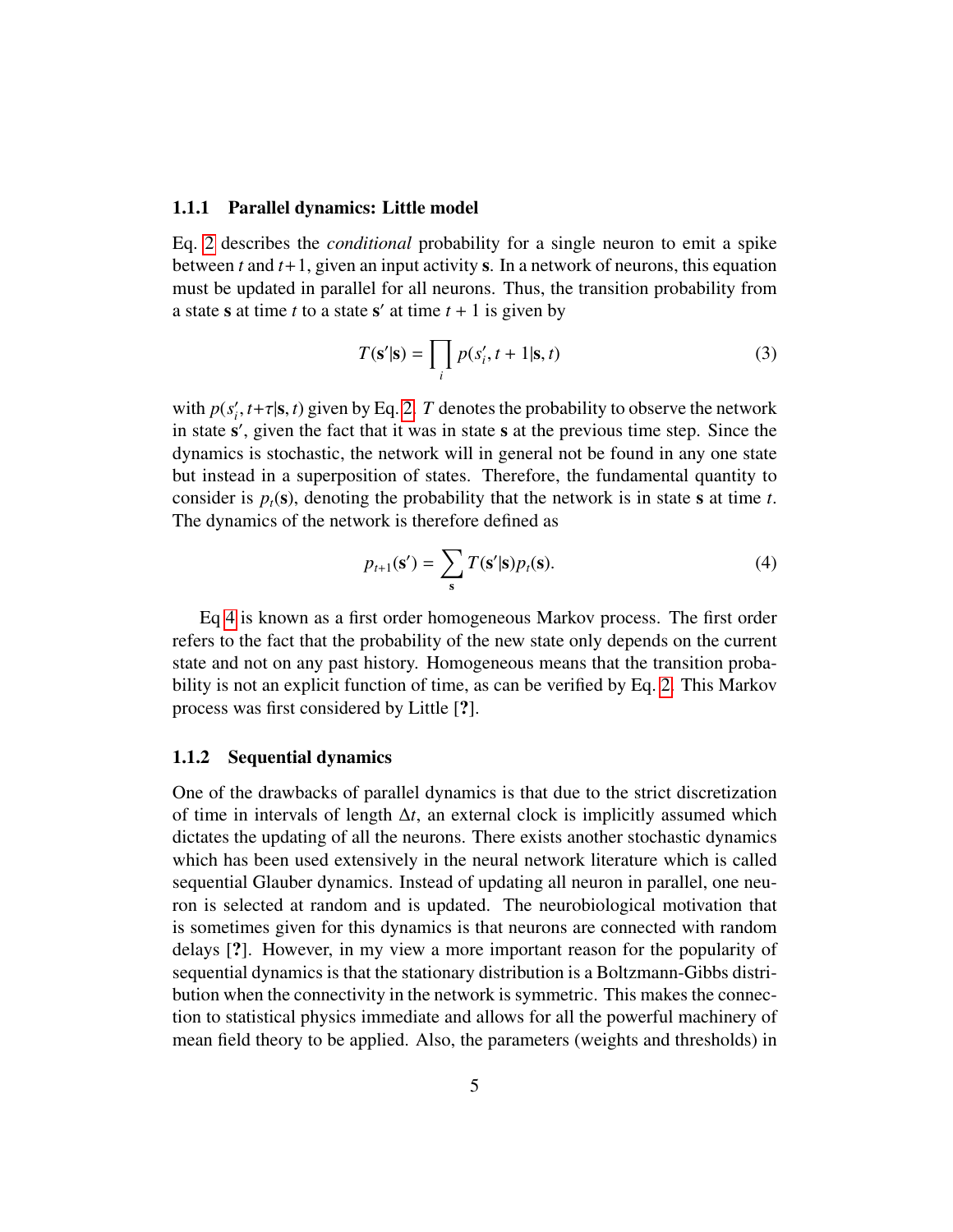### 1.1.1 Parallel dynamics: Little model

Eq. 2 describes the *conditional* probability for a single neuron to emit a spike between $t$ and $t+1$, given an input activity $\mathbf{s}$. In a network of neurons, this equation must be updated in parallel for all neurons. Thus, the transition probability from a state $\mathbf{s}$ at time $t$ to a state $\mathbf{s}'$ at time $t+1$ is given by

$$T(\mathbf{s}'|\mathbf{s}) = \prod_i p(s_i', t+1|\mathbf{s}, t) \tag{3}$$

with $p(s_i', t+\tau|\mathbf{s}, t)$ given by Eq. 2. $T$ denotes the probability to observe the network in state $\mathbf{s}'$, given the fact that it was in state $\mathbf{s}$ at the previous time step. Since the dynamics is stochastic, the network will in general not be found in any one state but instead in a superposition of states. Therefore, the fundamental quantity to consider is $p_t(\mathbf{s})$, denoting the probability that the network is in state $\mathbf{s}$ at time $t$. The dynamics of the network is therefore defined as

$$p_{t+1}(\mathbf{s}') = \sum_{\mathbf{s}} T(\mathbf{s}'|\mathbf{s}) p_t(\mathbf{s}). \tag{4}$$

Eq 4 is known as a first order homogeneous Markov process. The first order refers to the fact that the probability of the new state only depends on the current state and not on any past history. Homogeneous means that the transition probability is not an explicit function of time, as can be verified by Eq. 2. This Markov process was first considered by Little [**?**].

### 1.1.2 Sequential dynamics

One of the drawbacks of parallel dynamics is that due to the strict discretization of time in intervals of length $\Delta t$, an external clock is implicitly assumed which dictates the updating of all the neurons. There exists another stochastic dynamics which has been used extensively in the neural network literature which is called sequential Glauber dynamics. Instead of updating all neuron in parallel, one neuron is selected at random and is updated. The neurobiological motivation that is sometimes given for this dynamics is that neurons are connected with random delays [**?**]. However, in my view a more important reason for the popularity of sequential dynamics is that the stationary distribution is a Boltzmann-Gibbs distribution when the connectivity in the network is symmetric. This makes the connection to statistical physics immediate and allows for all the powerful machinery of mean field theory to be applied. Also, the parameters (weights and thresholds) in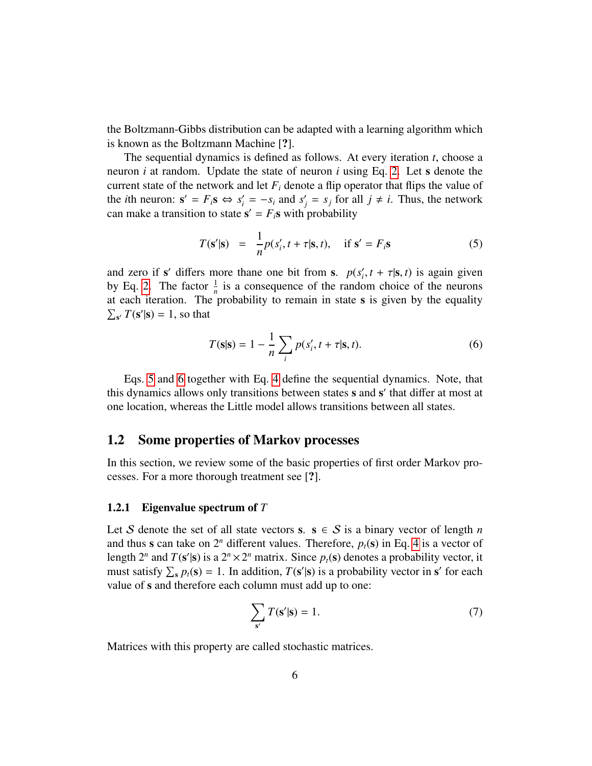the Boltzmann-Gibbs distribution can be adapted with a learning algorithm which is known as the Boltzmann Machine [?].

The sequential dynamics is defined as follows. At every iteration $t$, choose a neuron $i$ at random. Update the state of neuron $i$ using Eq. 2. Let $\mathbf{s}$ denote the current state of the network and let $F_i$ denote a flip operator that flips the value of the $i$th neuron: $\mathbf{s}' = F_i \mathbf{s} \Leftrightarrow s'_i = -s_i$ and $s'_j = s_j$ for all $j \neq i$. Thus, the network can make a transition to state $\mathbf{s}' = F_i \mathbf{s}$ with probability

$$T(\mathbf{s}'|\mathbf{s}) \;\; = \;\; \frac{1}{n} p(s'_i, t+\tau | \mathbf{s}, t), \quad \text{if } \mathbf{s}' = F_i \mathbf{s} \tag{5}$$

and zero if $\mathbf{s}'$ differs more thane one bit from $\mathbf{s}$. $p(s'_i, t+\tau|\mathbf{s}, t)$ is again given by Eq. 2. The factor $\frac{1}{n}$ is a consequence of the random choice of the neurons at each iteration. The probability to remain in state $\mathbf{s}$ is given by the equality $\sum_{\mathbf{s}'} T(\mathbf{s}'|\mathbf{s}) = 1$, so that

$$T(\mathbf{s}|\mathbf{s}) = 1 - \frac{1}{n} \sum_i p(s'_i, t+\tau|\mathbf{s}, t). \tag{6}$$

Eqs. 5 and 6 together with Eq. 4 define the sequential dynamics. Note, that this dynamics allows only transitions between states $\mathbf{s}$ and $\mathbf{s}'$ that differ at most at one location, whereas the Little model allows transitions between all states.

## 1.2 Some properties of Markov processes

In this section, we review some of the basic properties of first order Markov processes. For a more thorough treatment see [?].

### 1.2.1 Eigenvalue spectrum of $T$

Let $\mathcal{S}$ denote the set of all state vectors $\mathbf{s}$. $\mathbf{s} \in \mathcal{S}$ is a binary vector of length $n$ and thus $\mathbf{s}$ can take on $2^n$ different values. Therefore, $p_t(\mathbf{s})$ in Eq. 4 is a vector of length $2^n$ and $T(\mathbf{s}'|\mathbf{s})$ is a $2^n \times 2^n$ matrix. Since $p_t(\mathbf{s})$ denotes a probability vector, it must satisfy $\sum_{\mathbf{s}} p_t(\mathbf{s}) = 1$. In addition, $T(\mathbf{s}'|\mathbf{s})$ is a probability vector in $\mathbf{s}'$ for each value of $\mathbf{s}$ and therefore each column must add up to one:

$$\sum_{\mathbf{s}'} T(\mathbf{s}'|\mathbf{s}) = 1. \tag{7}$$

Matrices with this property are called stochastic matrices.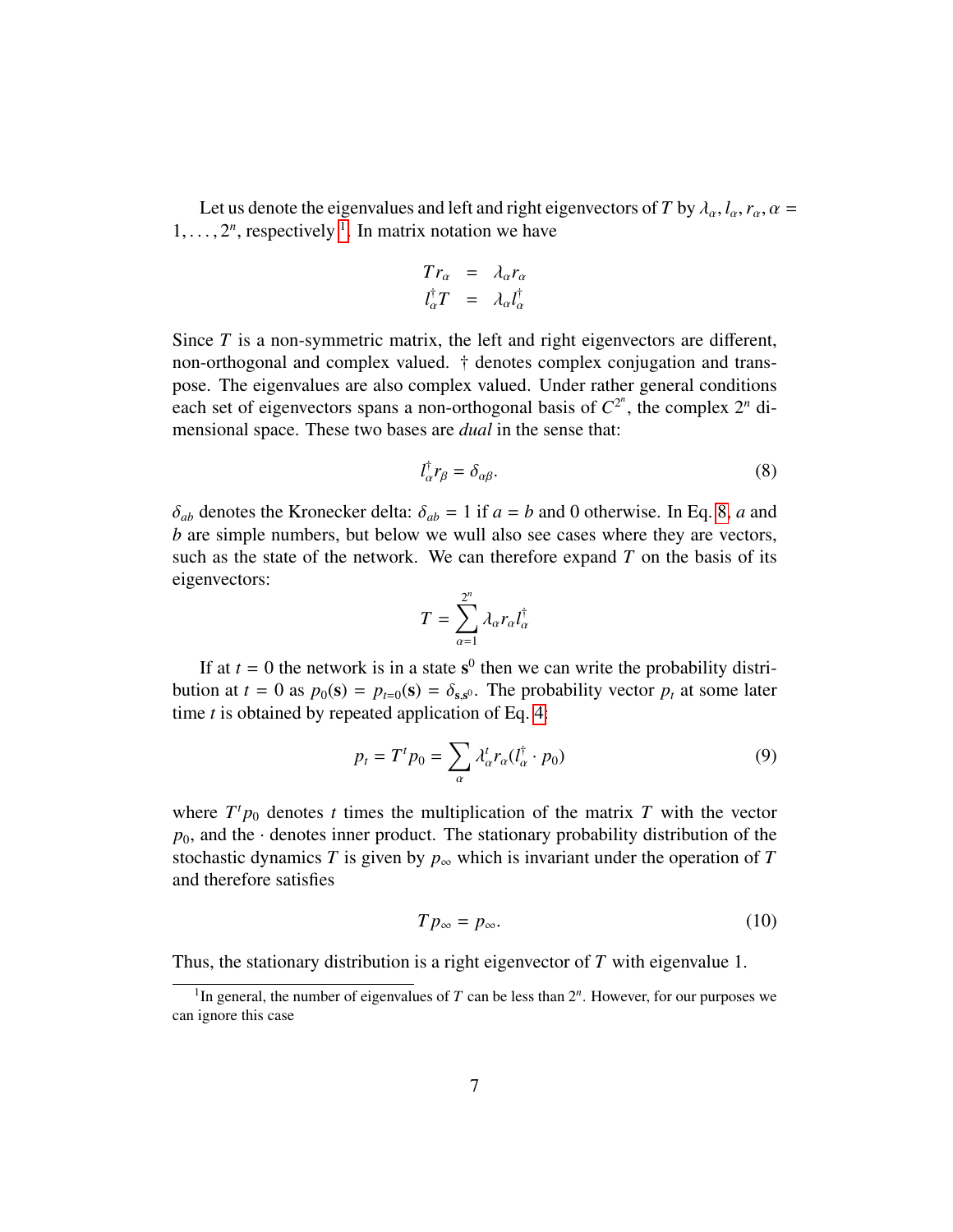Let us denote the eigenvalues and left and right eigenvectors of $T$ by $\lambda_\alpha, l_\alpha, r_\alpha, \alpha = 1, \ldots, 2^n$, respectively [1]. In matrix notation we have

$$
\begin{aligned}
T r_\alpha &= \lambda_\alpha r_\alpha \\
l_\alpha^\dagger T &= \lambda_\alpha l_\alpha^\dagger
\end{aligned}
$$

Since $T$ is a non-symmetric matrix, the left and right eigenvectors are different, non-orthogonal and complex valued. $\dagger$ denotes complex conjugation and transpose. The eigenvalues are also complex valued. Under rather general conditions each set of eigenvectors spans a non-orthogonal basis of $C^{2^n}$, the complex $2^n$ dimensional space. These two bases are *dual* in the sense that:

$$
l_\alpha^\dagger r_\beta = \delta_{\alpha\beta}. \tag{8}
$$

$\delta_{ab}$ denotes the Kronecker delta: $\delta_{ab} = 1$ if $a = b$ and 0 otherwise. In Eq. 8, $a$ and $b$ are simple numbers, but below we wull also see cases where they are vectors, such as the state of the network. We can therefore expand $T$ on the basis of its eigenvectors:

$$
T = \sum_{\alpha=1}^{2^n} \lambda_\alpha r_\alpha l_\alpha^\dagger
$$

If at $t = 0$ the network is in a state $\mathbf{s}^0$ then we can write the probability distribution at $t = 0$ as $p_0(\mathbf{s}) = p_{t=0}(\mathbf{s}) = \delta_{\mathbf{s},\mathbf{s}^0}$. The probability vector $p_t$ at some later time $t$ is obtained by repeated application of Eq. 4:

$$
p_t = T^t p_0 = \sum_\alpha \lambda_\alpha^t r_\alpha (l_\alpha^\dagger \cdot p_0) \tag{9}
$$

where $T^t p_0$ denotes $t$ times the multiplication of the matrix $T$ with the vector $p_0$, and the $\cdot$ denotes inner product. The stationary probability distribution of the stochastic dynamics $T$ is given by $p_\infty$ which is invariant under the operation of $T$ and therefore satisfies

$$
T p_\infty = p_\infty. \tag{10}
$$

Thus, the stationary distribution is a right eigenvector of $T$ with eigenvalue 1.

[1] In general, the number of eigenvalues of $T$ can be less than $2^n$. However, for our purposes we can ignore this case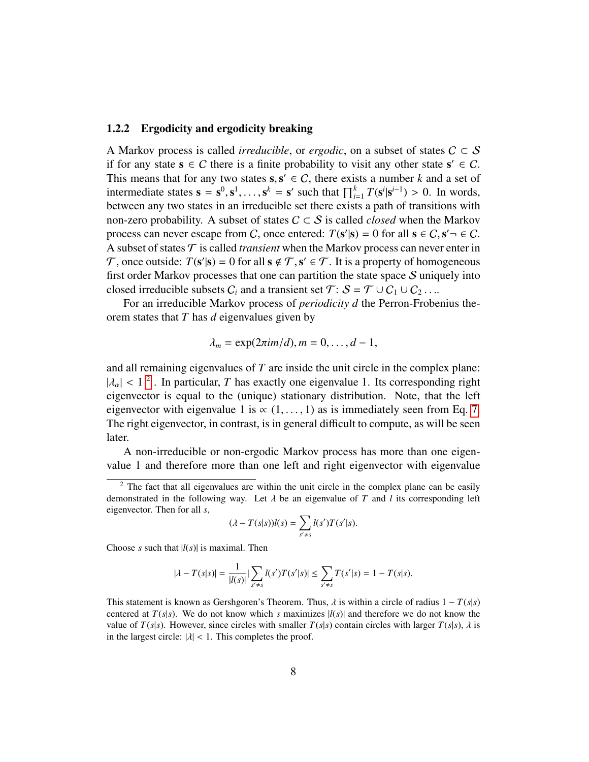### 1.2.2 Ergodicity and ergodicity breaking

A Markov process is called *irreducible*, or *ergodic*, on a subset of states $\mathcal{C} \subset \mathcal{S}$ if for any state $\mathbf{s} \in \mathcal{C}$ there is a finite probability to visit any other state $\mathbf{s}' \in \mathcal{C}$. This means that for any two states $\mathbf{s}, \mathbf{s}' \in \mathcal{C}$, there exists a number $k$ and a set of intermediate states $\mathbf{s} = \mathbf{s}^0, \mathbf{s}^1, \ldots, \mathbf{s}^k = \mathbf{s}'$ such that $\prod_{i=1}^{k} T(\mathbf{s}^i|\mathbf{s}^{i-1}) > 0$. In words, between any two states in an irreducible set there exists a path of transitions with non-zero probability. A subset of states $\mathcal{C} \subset \mathcal{S}$ is called *closed* when the Markov process can never escape from $\mathcal{C}$, once entered: $T(\mathbf{s}'|\mathbf{s}) = 0$ for all $\mathbf{s} \in \mathcal{C}, \mathbf{s}' \neg \in \mathcal{C}$. A subset of states $\mathcal{T}$ is called *transient* when the Markov process can never enter in $\mathcal{T}$, once outside: $T(\mathbf{s}'|\mathbf{s}) = 0$ for all $\mathbf{s} \notin \mathcal{T}, \mathbf{s}' \in \mathcal{T}$. It is a property of homogeneous first order Markov processes that one can partition the state space $\mathcal{S}$ uniquely into closed irreducible subsets $\mathcal{C}_i$ and a transient set $\mathcal{T}$: $\mathcal{S} = \mathcal{T} \cup \mathcal{C}_1 \cup \mathcal{C}_2 \ldots$.

For an irreducible Markov process of *periodicity* $d$ the Perron-Frobenius theorem states that $T$ has $d$ eigenvalues given by

$$\lambda_m = \exp(2\pi i m/d), m = 0, \ldots, d-1,$$

and all remaining eigenvalues of $T$ are inside the unit circle in the complex plane: $|\lambda_\alpha| < 1$ [2]. In particular, $T$ has exactly one eigenvalue 1. Its corresponding right eigenvector is equal to the (unique) stationary distribution. Note, that the left eigenvector with eigenvalue 1 is $\propto (1, \ldots, 1)$ as is immediately seen from Eq. 7. The right eigenvector, in contrast, is in general difficult to compute, as will be seen later.

A non-irreducible or non-ergodic Markov process has more than one eigenvalue 1 and therefore more than one left and right eigenvector with eigenvalue

---

[2] The fact that all eigenvalues are within the unit circle in the complex plane can be easily demonstrated in the following way. Let $\lambda$ be an eigenvalue of $T$ and $l$ its corresponding left eigenvector. Then for all $s$,

$$(\lambda - T(s|s))l(s) = \sum_{s' \neq s} l(s')T(s'|s).$$

Choose $s$ such that $|l(s)|$ is maximal. Then

$$|\lambda - T(s|s)| = \frac{1}{|l(s)|}|\sum_{s' \neq s} l(s')T(s'|s)| \leq \sum_{s' \neq s} T(s'|s) = 1 - T(s|s).$$

This statement is known as Gershgoren's Theorem. Thus, $\lambda$ is within a circle of radius $1 - T(s|s)$ centered at $T(s|s)$. We do not know which $s$ maximizes $|l(s)|$ and therefore we do not know the value of $T(s|s)$. However, since circles with smaller $T(s|s)$ contain circles with larger $T(s|s)$, $\lambda$ is in the largest circle: $|\lambda| < 1$. This completes the proof.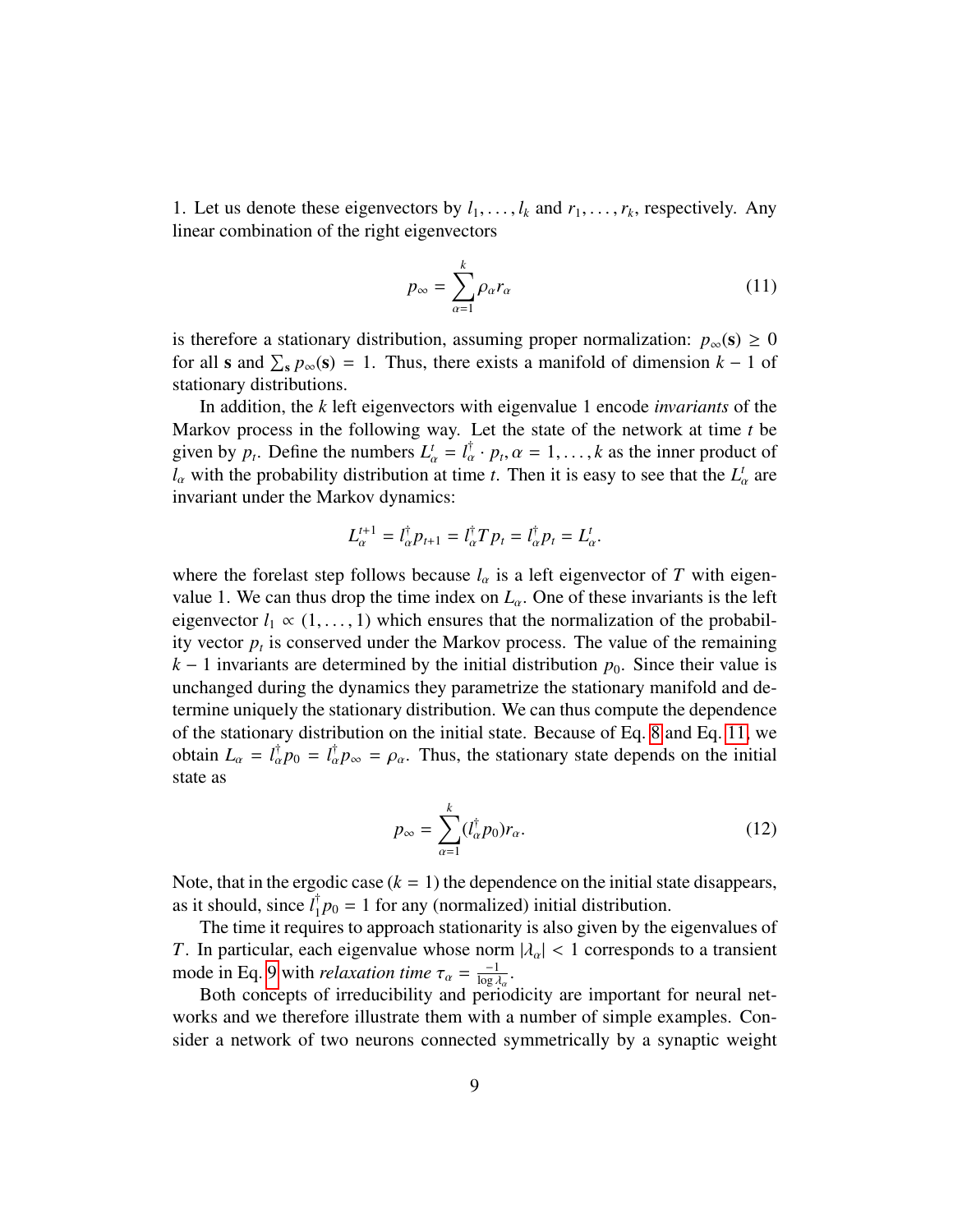1. Let us denote these eigenvectors by $l_1, \ldots, l_k$ and $r_1, \ldots, r_k$, respectively. Any linear combination of the right eigenvectors

$$p_\infty = \sum_{\alpha=1}^{k} \rho_\alpha r_\alpha \tag{11}$$

is therefore a stationary distribution, assuming proper normalization: $p_\infty(\mathbf{s}) \geq 0$ for all $\mathbf{s}$ and $\sum_{\mathbf{s}} p_\infty(\mathbf{s}) = 1$. Thus, there exists a manifold of dimension $k-1$ of stationary distributions.

In addition, the $k$ left eigenvectors with eigenvalue 1 encode *invariants* of the Markov process in the following way. Let the state of the network at time $t$ be given by $p_t$. Define the numbers $L_\alpha^t = l_\alpha^\dagger \cdot p_t, \alpha = 1, \ldots, k$ as the inner product of $l_\alpha$ with the probability distribution at time $t$. Then it is easy to see that the $L_\alpha^t$ are invariant under the Markov dynamics:

$$L_\alpha^{t+1} = l_\alpha^\dagger p_{t+1} = l_\alpha^\dagger T p_t = l_\alpha^\dagger p_t = L_\alpha^t.$$

where the forelast step follows because $l_\alpha$ is a left eigenvector of $T$ with eigenvalue 1. We can thus drop the time index on $L_\alpha$. One of these invariants is the left eigenvector $l_1 \propto (1, \ldots, 1)$ which ensures that the normalization of the probability vector $p_t$ is conserved under the Markov process. The value of the remaining $k-1$ invariants are determined by the initial distribution $p_0$. Since their value is unchanged during the dynamics they parametrize the stationary manifold and determine uniquely the stationary distribution. We can thus compute the dependence of the stationary distribution on the initial state. Because of Eq. 8 and Eq. 11, we obtain $L_\alpha = l_\alpha^\dagger p_0 = l_\alpha^\dagger p_\infty = \rho_\alpha$. Thus, the stationary state depends on the initial state as

$$p_\infty = \sum_{\alpha=1}^{k} (l_\alpha^\dagger p_0) r_\alpha. \tag{12}$$

Note, that in the ergodic case ($k = 1$) the dependence on the initial state disappears, as it should, since $l_1^\dagger p_0 = 1$ for any (normalized) initial distribution.

The time it requires to approach stationarity is also given by the eigenvalues of $T$. In particular, each eigenvalue whose norm $|\lambda_\alpha| < 1$ corresponds to a transient mode in Eq. 9 with *relaxation time* $\tau_\alpha = \frac{-1}{\log \lambda_\alpha}$.

Both concepts of irreducibility and periodicity are important for neural networks and we therefore illustrate them with a number of simple examples. Consider a network of two neurons connected symmetrically by a synaptic weight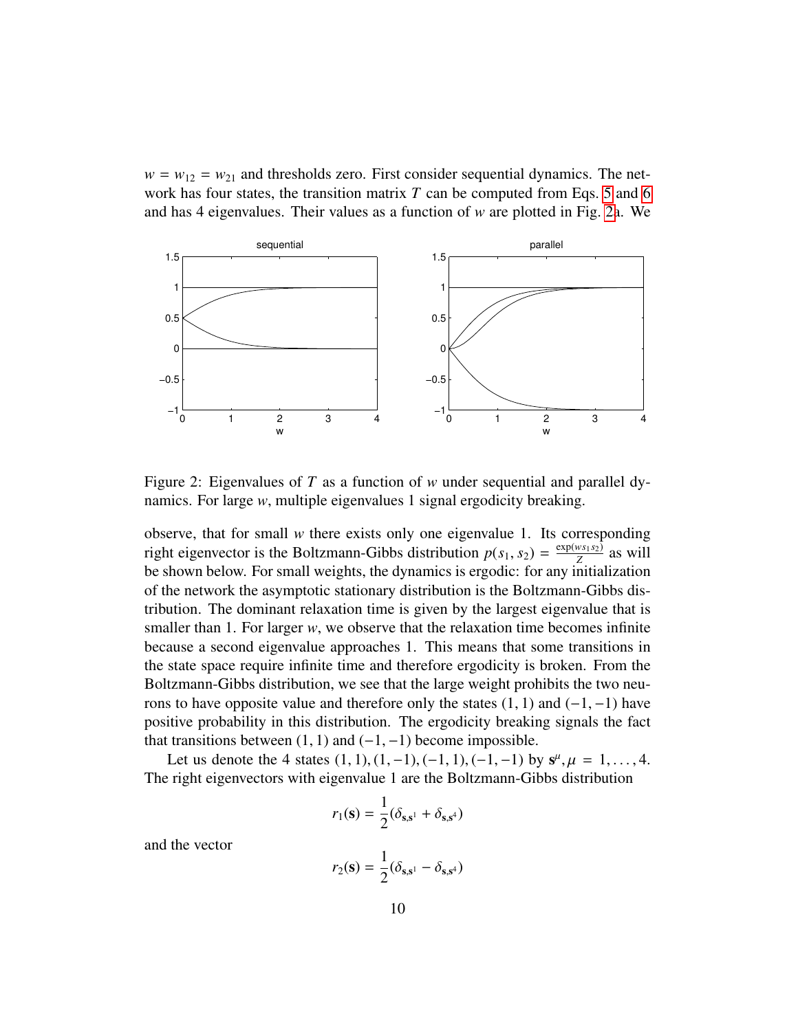$w = w_{12} = w_{21}$ and thresholds zero. First consider sequential dynamics. The network has four states, the transition matrix $T$ can be computed from Eqs. 5 and 6 and has 4 eigenvalues. Their values as a function of $w$ are plotted in Fig. 2a. We

Figure 2: Eigenvalues of $T$ as a function of $w$ under sequential and parallel dynamics. For large $w$, multiple eigenvalues 1 signal ergodicity breaking.

observe, that for small $w$ there exists only one eigenvalue 1. Its corresponding right eigenvector is the Boltzmann-Gibbs distribution $p(s_1, s_2) = \frac{\exp(w s_1 s_2)}{Z}$ as will be shown below. For small weights, the dynamics is ergodic: for any initialization of the network the asymptotic stationary distribution is the Boltzmann-Gibbs distribution. The dominant relaxation time is given by the largest eigenvalue that is smaller than 1. For larger $w$, we observe that the relaxation time becomes infinite because a second eigenvalue approaches 1. This means that some transitions in the state space require infinite time and therefore ergodicity is broken. From the Boltzmann-Gibbs distribution, we see that the large weight prohibits the two neurons to have opposite value and therefore only the states $(1, 1)$ and $(-1, -1)$ have positive probability in this distribution. The ergodicity breaking signals the fact that transitions between $(1, 1)$ and $(-1, -1)$ become impossible.

Let us denote the 4 states $(1, 1), (1, -1), (-1, 1), (-1, -1)$ by $\mathbf{s}^\mu, \mu = 1, \ldots, 4$. The right eigenvectors with eigenvalue 1 are the Boltzmann-Gibbs distribution

$$r_1(\mathbf{s}) = \frac{1}{2}(\delta_{\mathbf{s},\mathbf{s}^1} + \delta_{\mathbf{s},\mathbf{s}^4})$$

and the vector

$$r_2(\mathbf{s}) = \frac{1}{2}(\delta_{\mathbf{s},\mathbf{s}^1} - \delta_{\mathbf{s},\mathbf{s}^4})$$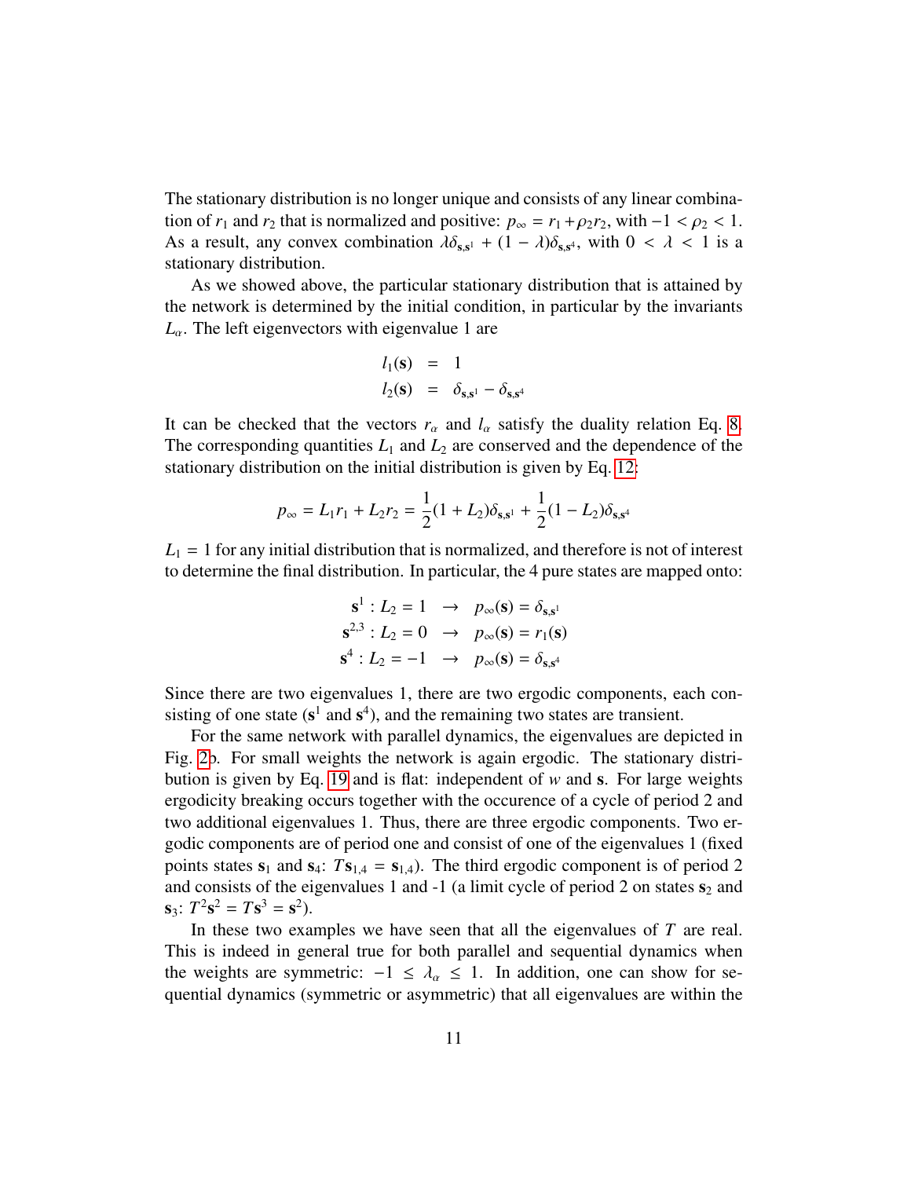The stationary distribution is no longer unique and consists of any linear combination of $r_1$ and $r_2$ that is normalized and positive: $p_\infty = r_1 + \rho_2 r_2$, with $-1 < \rho_2 < 1$. As a result, any convex combination $\lambda\delta_{\mathbf{s},\mathbf{s}^1} + (1-\lambda)\delta_{\mathbf{s},\mathbf{s}^4}$, with $0 < \lambda < 1$ is a stationary distribution.

As we showed above, the particular stationary distribution that is attained by the network is determined by the initial condition, in particular by the invariants $L_\alpha$. The left eigenvectors with eigenvalue 1 are

$$
\begin{aligned}
l_1(\mathbf{s}) &= 1 \\
l_2(\mathbf{s}) &= \delta_{\mathbf{s},\mathbf{s}^1} - \delta_{\mathbf{s},\mathbf{s}^4}
\end{aligned}
$$

It can be checked that the vectors $r_\alpha$ and $l_\alpha$ satisfy the duality relation Eq. 8. The corresponding quantities $L_1$ and $L_2$ are conserved and the dependence of the stationary distribution on the initial distribution is given by Eq. 12:

$$
p_\infty = L_1 r_1 + L_2 r_2 = \frac{1}{2}(1+L_2)\delta_{\mathbf{s},\mathbf{s}^1} + \frac{1}{2}(1-L_2)\delta_{\mathbf{s},\mathbf{s}^4}
$$

$L_1 = 1$ for any initial distribution that is normalized, and therefore is not of interest to determine the final distribution. In particular, the 4 pure states are mapped onto:

$$
\begin{aligned}
\mathbf{s}^1 : L_2 = 1 &\rightarrow p_\infty(\mathbf{s}) = \delta_{\mathbf{s},\mathbf{s}^1} \\
\mathbf{s}^{2,3} : L_2 = 0 &\rightarrow p_\infty(\mathbf{s}) = r_1(\mathbf{s}) \\
\mathbf{s}^4 : L_2 = -1 &\rightarrow p_\infty(\mathbf{s}) = \delta_{\mathbf{s},\mathbf{s}^4}
\end{aligned}
$$

Since there are two eigenvalues 1, there are two ergodic components, each consisting of one state ($\mathbf{s}^1$ and $\mathbf{s}^4$), and the remaining two states are transient.

For the same network with parallel dynamics, the eigenvalues are depicted in Fig. 2b. For small weights the network is again ergodic. The stationary distribution is given by Eq. 19 and is flat: independent of $w$ and $\mathbf{s}$. For large weights ergodicity breaking occurs together with the occurence of a cycle of period 2 and two additional eigenvalues 1. Thus, there are three ergodic components. Two ergodic components are of period one and consist of one of the eigenvalues 1 (fixed points states $\mathbf{s}_1$ and $\mathbf{s}_4$: $T\mathbf{s}_{1,4} = \mathbf{s}_{1,4}$). The third ergodic component is of period 2 and consists of the eigenvalues 1 and -1 (a limit cycle of period 2 on states $\mathbf{s}_2$ and $\mathbf{s}_3$: $T^2\mathbf{s}^2 = T\mathbf{s}^3 = \mathbf{s}^2$).

In these two examples we have seen that all the eigenvalues of $T$ are real. This is indeed in general true for both parallel and sequential dynamics when the weights are symmetric: $-1 \le \lambda_\alpha \le 1$. In addition, one can show for sequential dynamics (symmetric or asymmetric) that all eigenvalues are within the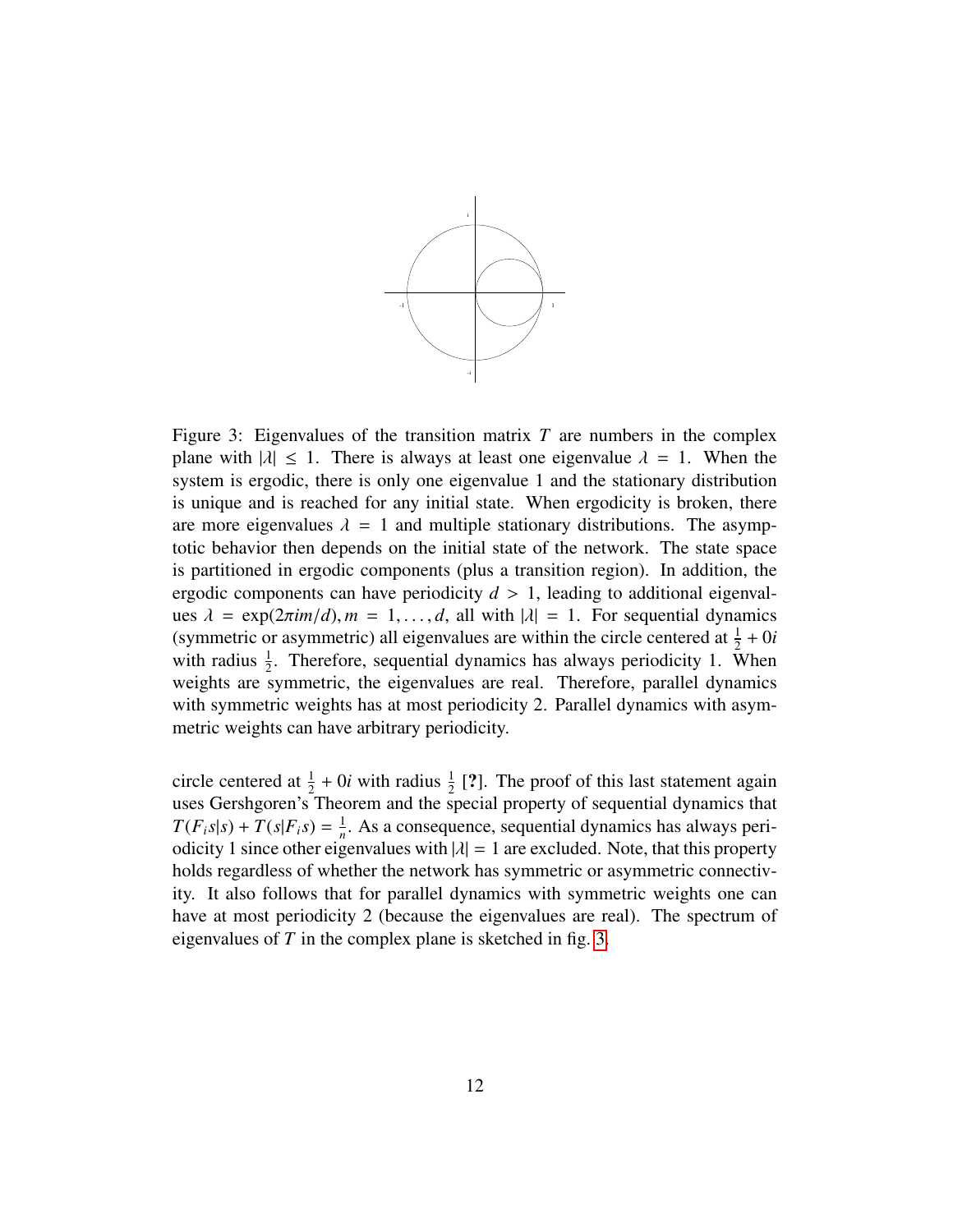Figure 3: Eigenvalues of the transition matrix $T$ are numbers in the complex plane with $|\lambda| \leq 1$. There is always at least one eigenvalue $\lambda = 1$. When the system is ergodic, there is only one eigenvalue 1 and the stationary distribution is unique and is reached for any initial state. When ergodicity is broken, there are more eigenvalues $\lambda = 1$ and multiple stationary distributions. The asymptotic behavior then depends on the initial state of the network. The state space is partitioned in ergodic components (plus a transition region). In addition, the ergodic components can have periodicity $d > 1$, leading to additional eigenvalues $\lambda = \exp(2\pi i m/d), m = 1, \ldots, d$, all with $|\lambda| = 1$. For sequential dynamics (symmetric or asymmetric) all eigenvalues are within the circle centered at $\frac{1}{2} + 0i$ with radius $\frac{1}{2}$. Therefore, sequential dynamics has always periodicity 1. When weights are symmetric, the eigenvalues are real. Therefore, parallel dynamics with symmetric weights has at most periodicity 2. Parallel dynamics with asymmetric weights can have arbitrary periodicity.

circle centered at $\frac{1}{2} + 0i$ with radius $\frac{1}{2}$ [?]. The proof of this last statement again uses Gershgoren's Theorem and the special property of sequential dynamics that $T(F_i s|s) + T(s|F_i s) = \frac{1}{n}$. As a consequence, sequential dynamics has always periodicity 1 since other eigenvalues with $|\lambda| = 1$ are excluded. Note, that this property holds regardless of whether the network has symmetric or asymmetric connectivity. It also follows that for parallel dynamics with symmetric weights one can have at most periodicity 2 (because the eigenvalues are real). The spectrum of eigenvalues of $T$ in the complex plane is sketched in fig. 3.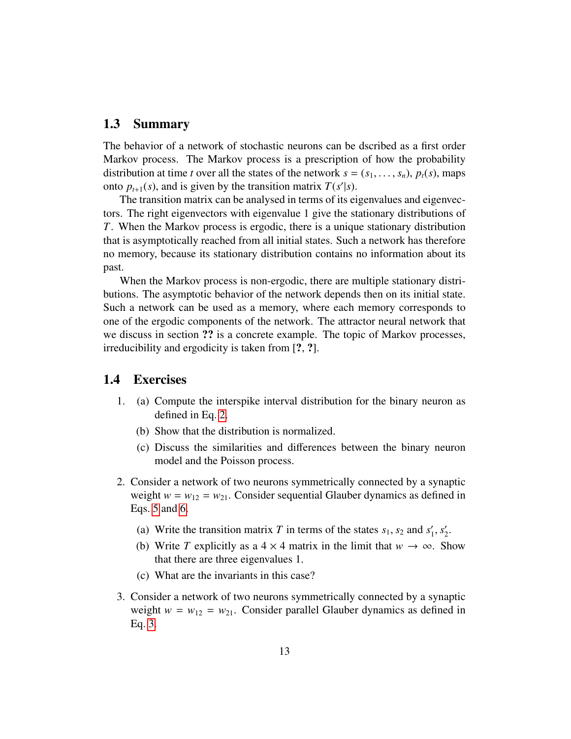### 1.3 Summary

The behavior of a network of stochastic neurons can be dscribed as a first order Markov process. The Markov process is a prescription of how the probability distribution at time $t$ over all the states of the network $s = (s_1, \ldots, s_n)$, $p_t(s)$, maps onto $p_{t+1}(s)$, and is given by the transition matrix $T(s'|s)$.

The transition matrix can be analysed in terms of its eigenvalues and eigenvectors. The right eigenvectors with eigenvalue 1 give the stationary distributions of $T$. When the Markov process is ergodic, there is a unique stationary distribution that is asymptotically reached from all initial states. Such a network has therefore no memory, because its stationary distribution contains no information about its past.

When the Markov process is non-ergodic, there are multiple stationary distributions. The asymptotic behavior of the network depends then on its initial state. Such a network can be used as a memory, where each memory corresponds to one of the ergodic components of the network. The attractor neural network that we discuss in section **??** is a concrete example. The topic of Markov processes, irreducibility and ergodicity is taken from [**?**, **?**].

### 1.4 Exercises

1. (a) Compute the interspike interval distribution for the binary neuron as defined in Eq. 2.

   (b) Show that the distribution is normalized.

   (c) Discuss the similarities and differences between the binary neuron model and the Poisson process.

2. Consider a network of two neurons symmetrically connected by a synaptic weight $w = w_{12} = w_{21}$. Consider sequential Glauber dynamics as defined in Eqs. 5 and 6.

   (a) Write the transition matrix $T$ in terms of the states $s_1, s_2$ and $s_1', s_2'$.

   (b) Write $T$ explicitly as a $4 \times 4$ matrix in the limit that $w \to \infty$. Show that there are three eigenvalues 1.

   (c) What are the invariants in this case?

3. Consider a network of two neurons symmetrically connected by a synaptic weight $w = w_{12} = w_{21}$. Consider parallel Glauber dynamics as defined in Eq. 3.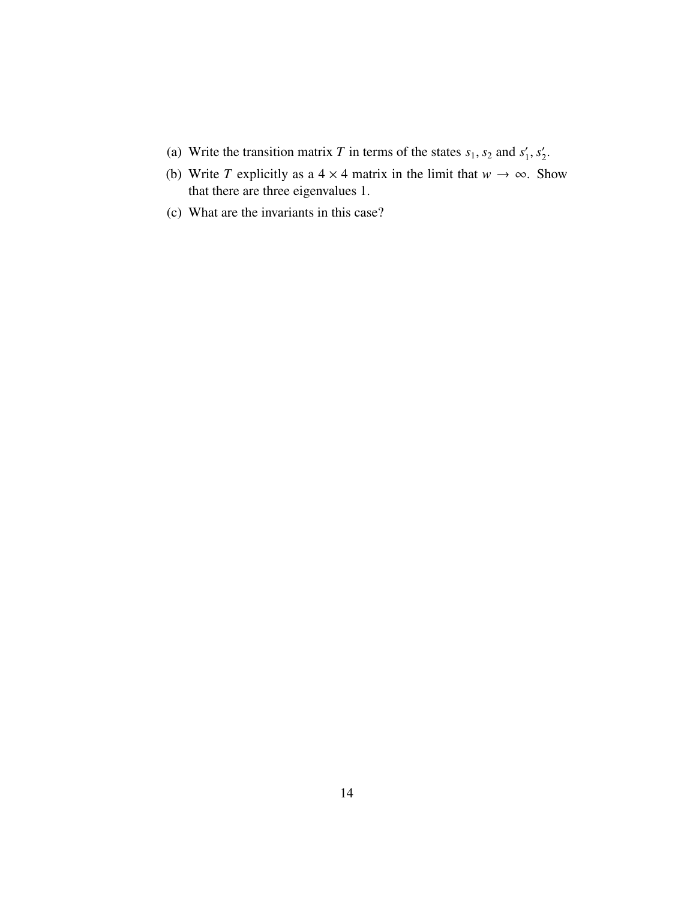(a) Write the transition matrix $T$ in terms of the states $s_1, s_2$ and $s'_1, s'_2$.

(b) Write $T$ explicitly as a $4 \times 4$ matrix in the limit that $w \to \infty$. Show that there are three eigenvalues 1.

(c) What are the invariants in this case?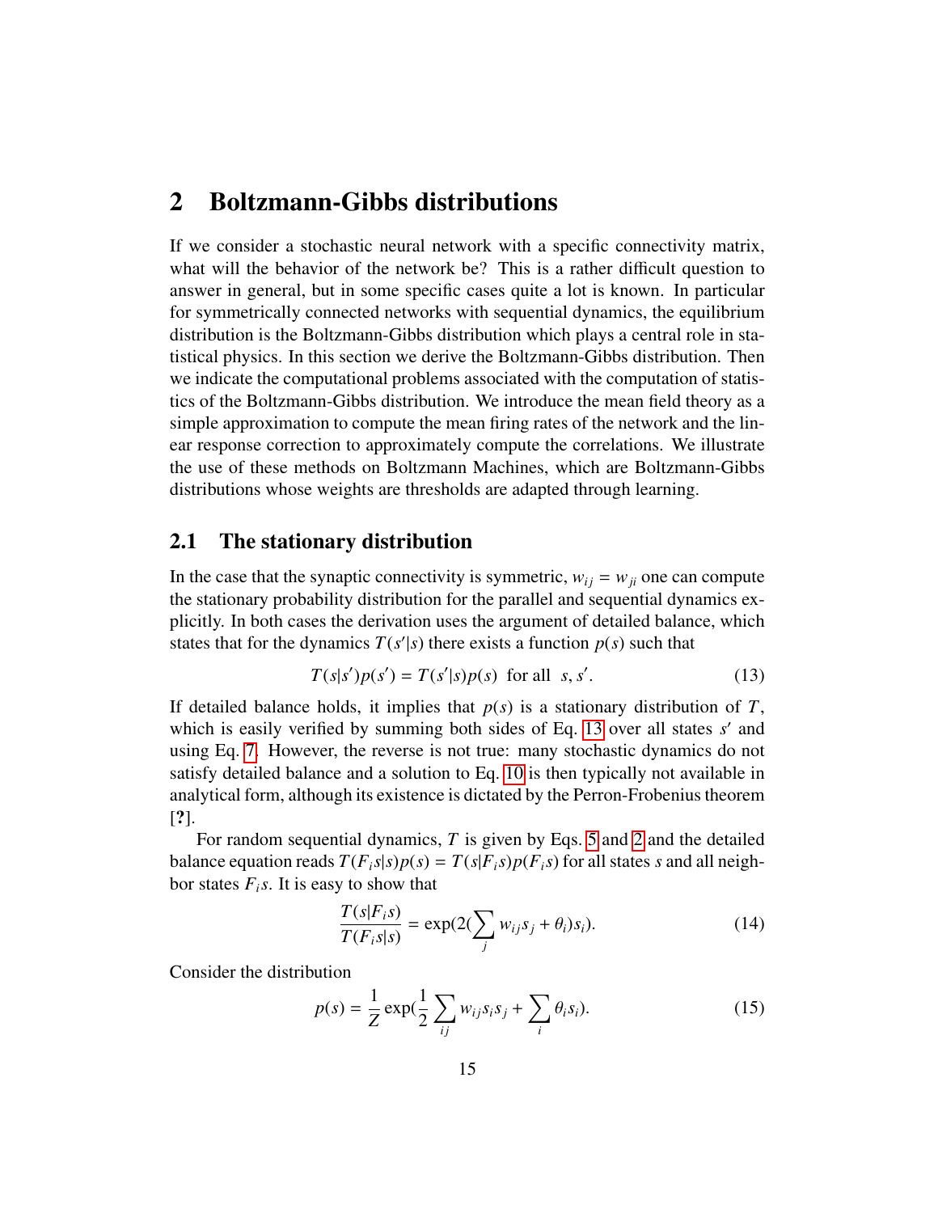# 2 Boltzmann-Gibbs distributions

If we consider a stochastic neural network with a specific connectivity matrix, what will the behavior of the network be? This is a rather difficult question to answer in general, but in some specific cases quite a lot is known. In particular for symmetrically connected networks with sequential dynamics, the equilibrium distribution is the Boltzmann-Gibbs distribution which plays a central role in statistical physics. In this section we derive the Boltzmann-Gibbs distribution. Then we indicate the computational problems associated with the computation of statistics of the Boltzmann-Gibbs distribution. We introduce the mean field theory as a simple approximation to compute the mean firing rates of the network and the linear response correction to approximately compute the correlations. We illustrate the use of these methods on Boltzmann Machines, which are Boltzmann-Gibbs distributions whose weights are thresholds are adapted through learning.

## 2.1 The stationary distribution

In the case that the synaptic connectivity is symmetric, $w_{ij} = w_{ji}$ one can compute the stationary probability distribution for the parallel and sequential dynamics explicitly. In both cases the derivation uses the argument of detailed balance, which states that for the dynamics $T(s'|s)$ there exists a function $p(s)$ such that

$$T(s|s')p(s') = T(s'|s)p(s) \text{ for all } s, s'. \tag{13}$$

If detailed balance holds, it implies that $p(s)$ is a stationary distribution of $T$, which is easily verified by summing both sides of Eq. 13 over all states $s'$ and using Eq. 7. However, the reverse is not true: many stochastic dynamics do not satisfy detailed balance and a solution to Eq. 10 is then typically not available in analytical form, although its existence is dictated by the Perron-Frobenius theorem [?].

For random sequential dynamics, $T$ is given by Eqs. 5 and 2 and the detailed balance equation reads $T(F_i s|s)p(s) = T(s|F_i s)p(F_i s)$ for all states $s$ and all neighbor states $F_i s$. It is easy to show that

$$\frac{T(s|F_i s)}{T(F_i s|s)} = \exp(2(\sum_j w_{ij} s_j + \theta_i) s_i). \tag{14}$$

Consider the distribution

$$p(s) = \frac{1}{Z} \exp(\frac{1}{2} \sum_{ij} w_{ij} s_i s_j + \sum_i \theta_i s_i). \tag{15}$$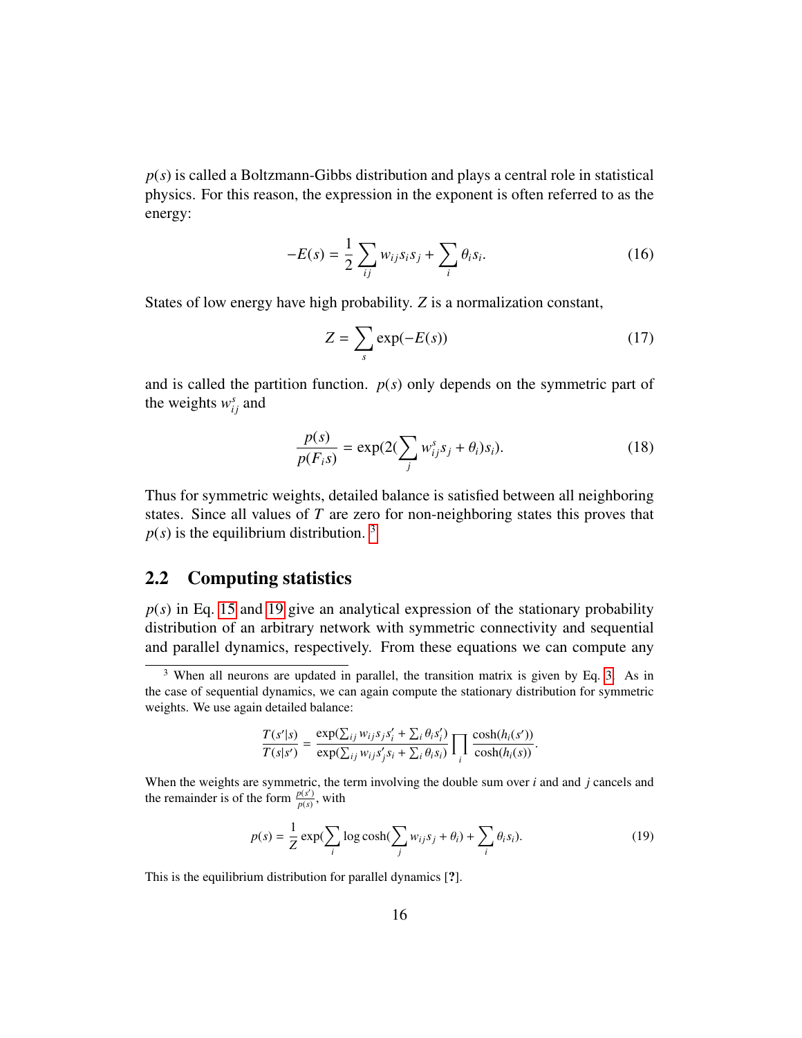$p(s)$ is called a Boltzmann-Gibbs distribution and plays a central role in statistical physics. For this reason, the expression in the exponent is often referred to as the energy:

$$-E(s) = \frac{1}{2}\sum_{ij} w_{ij} s_i s_j + \sum_i \theta_i s_i. \tag{16}$$

States of low energy have high probability. $Z$ is a normalization constant,

$$Z = \sum_s \exp(-E(s)) \tag{17}$$

and is called the partition function. $p(s)$ only depends on the symmetric part of the weights $w^s_{ij}$ and

$$\frac{p(s)}{p(F_i s)} = \exp(2(\sum_j w^s_{ij} s_j + \theta_i) s_i). \tag{18}$$

Thus for symmetric weights, detailed balance is satisfied between all neighboring states. Since all values of $T$ are zero for non-neighboring states this proves that $p(s)$ is the equilibrium distribution. [3]

## 2.2 Computing statistics

$p(s)$ in Eq. 15 and 19 give an analytical expression of the stationary probability distribution of an arbitrary network with symmetric connectivity and sequential and parallel dynamics, respectively. From these equations we can compute any

---

[3] When all neurons are updated in parallel, the transition matrix is given by Eq. 3. As in the case of sequential dynamics, we can again compute the stationary distribution for symmetric weights. We use again detailed balance:

$$\frac{T(s'|s)}{T(s|s')} = \frac{\exp(\sum_{ij} w_{ij} s_j s'_i + \sum_i \theta_i s'_i)}{\exp(\sum_{ij} w_{ij} s'_j s_i + \sum_i \theta_i s_i)} \prod_i \frac{\cosh(h_i(s'))}{\cosh(h_i(s))}.$$

When the weights are symmetric, the term involving the double sum over $i$ and and $j$ cancels and the remainder is of the form $\frac{p(s')}{p(s)}$, with

$$p(s) = \frac{1}{Z}\exp(\sum_i \log\cosh(\sum_j w_{ij} s_j + \theta_i) + \sum_i \theta_i s_i). \tag{19}$$

This is the equilibrium distribution for parallel dynamics [**?**].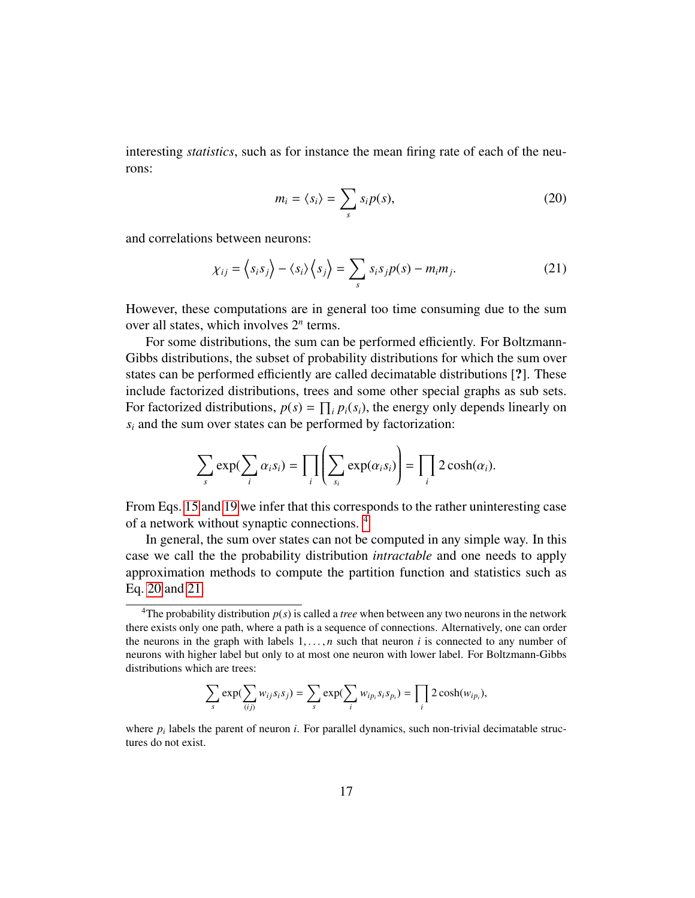interesting *statistics*, such as for instance the mean firing rate of each of the neurons:

$$m_i = \langle s_i \rangle = \sum_s s_i p(s), \tag{20}$$

and correlations between neurons:

$$\chi_{ij} = \left\langle s_i s_j \right\rangle - \langle s_i \rangle \left\langle s_j \right\rangle = \sum_s s_i s_j p(s) - m_i m_j. \tag{21}$$

However, these computations are in general too time consuming due to the sum over all states, which involves $2^n$ terms.

For some distributions, the sum can be performed efficiently. For Boltzmann-Gibbs distributions, the subset of probability distributions for which the sum over states can be performed efficiently are called decimatable distributions [?]. These include factorized distributions, trees and some other special graphs as sub sets. For factorized distributions, $p(s) = \prod_i p_i(s_i)$, the energy only depends linearly on $s_i$ and the sum over states can be performed by factorization:

$$\sum_s \exp(\sum_i \alpha_i s_i) = \prod_i \left( \sum_{s_i} \exp(\alpha_i s_i) \right) = \prod_i 2\cosh(\alpha_i).$$

From Eqs. 15 and 19 we infer that this corresponds to the rather uninteresting case of a network without synaptic connections. [4]

In general, the sum over states can not be computed in any simple way. In this case we call the the probability distribution *intractable* and one needs to apply approximation methods to compute the partition function and statistics such as Eq. 20 and 21.

---

[4] The probability distribution $p(s)$ is called a *tree* when between any two neurons in the network there exists only one path, where a path is a sequence of connections. Alternatively, one can order the neurons in the graph with labels $1, \ldots, n$ such that neuron $i$ is connected to any number of neurons with higher label but only to at most one neuron with lower label. For Boltzmann-Gibbs distributions which are trees:

$$\sum_s \exp(\sum_{(ij)} w_{ij} s_i s_j) = \sum_s \exp(\sum_i w_{ip_i} s_i s_{p_i}) = \prod_i 2\cosh(w_{ip_i}),$$

where $p_i$ labels the parent of neuron $i$. For parallel dynamics, such non-trivial decimatable structures do not exist.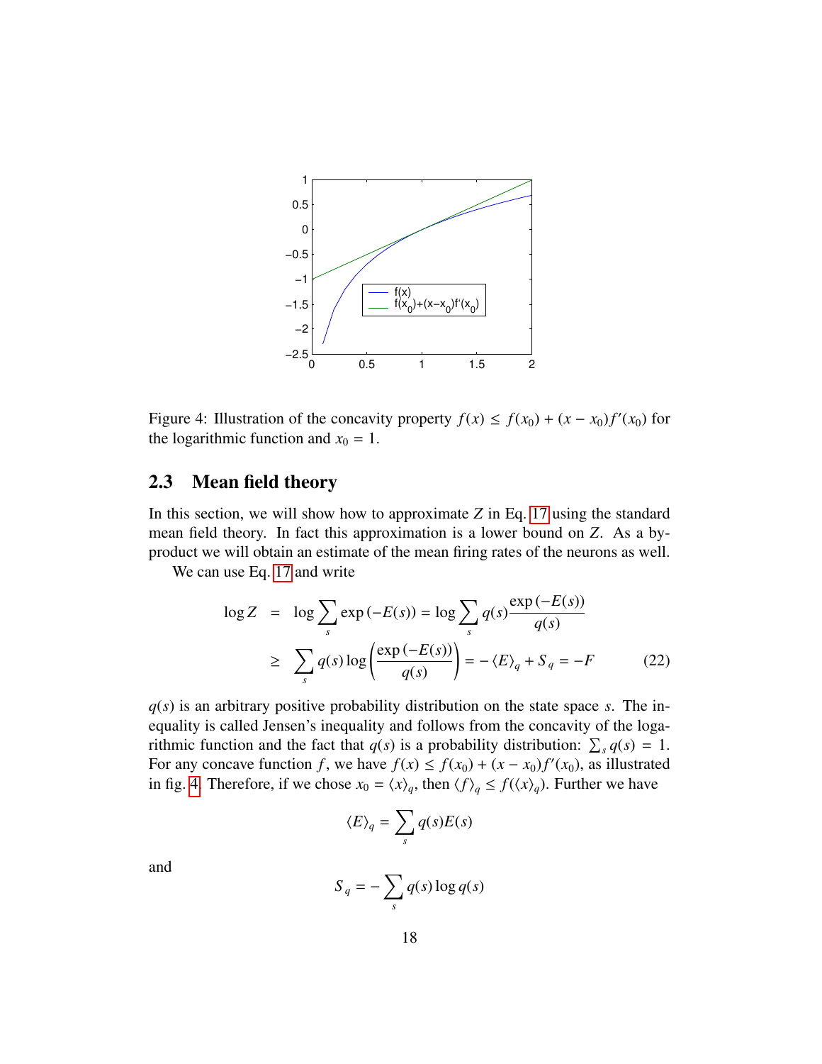Figure 4: Illustration of the concavity property $f(x) \leq f(x_0) + (x - x_0)f'(x_0)$ for the logarithmic function and $x_0 = 1$.

### 2.3 Mean field theory

In this section, we will show how to approximate $Z$ in Eq. 17 using the standard mean field theory. In fact this approximation is a lower bound on $Z$. As a by-product we will obtain an estimate of the mean firing rates of the neurons as well.

We can use Eq. 17 and write

$$
\begin{aligned}
\log Z &= \log \sum_s \exp\left(-E(s)\right) = \log \sum_s q(s) \frac{\exp\left(-E(s)\right)}{q(s)} \\
&\geq \sum_s q(s) \log\left(\frac{\exp\left(-E(s)\right)}{q(s)}\right) = -\langle E \rangle_q + S_q = -F \qquad (22)
\end{aligned}
$$

$q(s)$ is an arbitrary positive probability distribution on the state space $s$. The inequality is called Jensen's inequality and follows from the concavity of the logarithmic function and the fact that $q(s)$ is a probability distribution: $\sum_s q(s) = 1$. For any concave function $f$, we have $f(x) \leq f(x_0) + (x - x_0)f'(x_0)$, as illustrated in fig. 4. Therefore, if we chose $x_0 = \langle x \rangle_q$, then $\langle f \rangle_q \leq f(\langle x \rangle_q)$. Further we have

$$
\langle E \rangle_q = \sum_s q(s) E(s)
$$

and

$$
S_q = -\sum_s q(s) \log q(s)
$$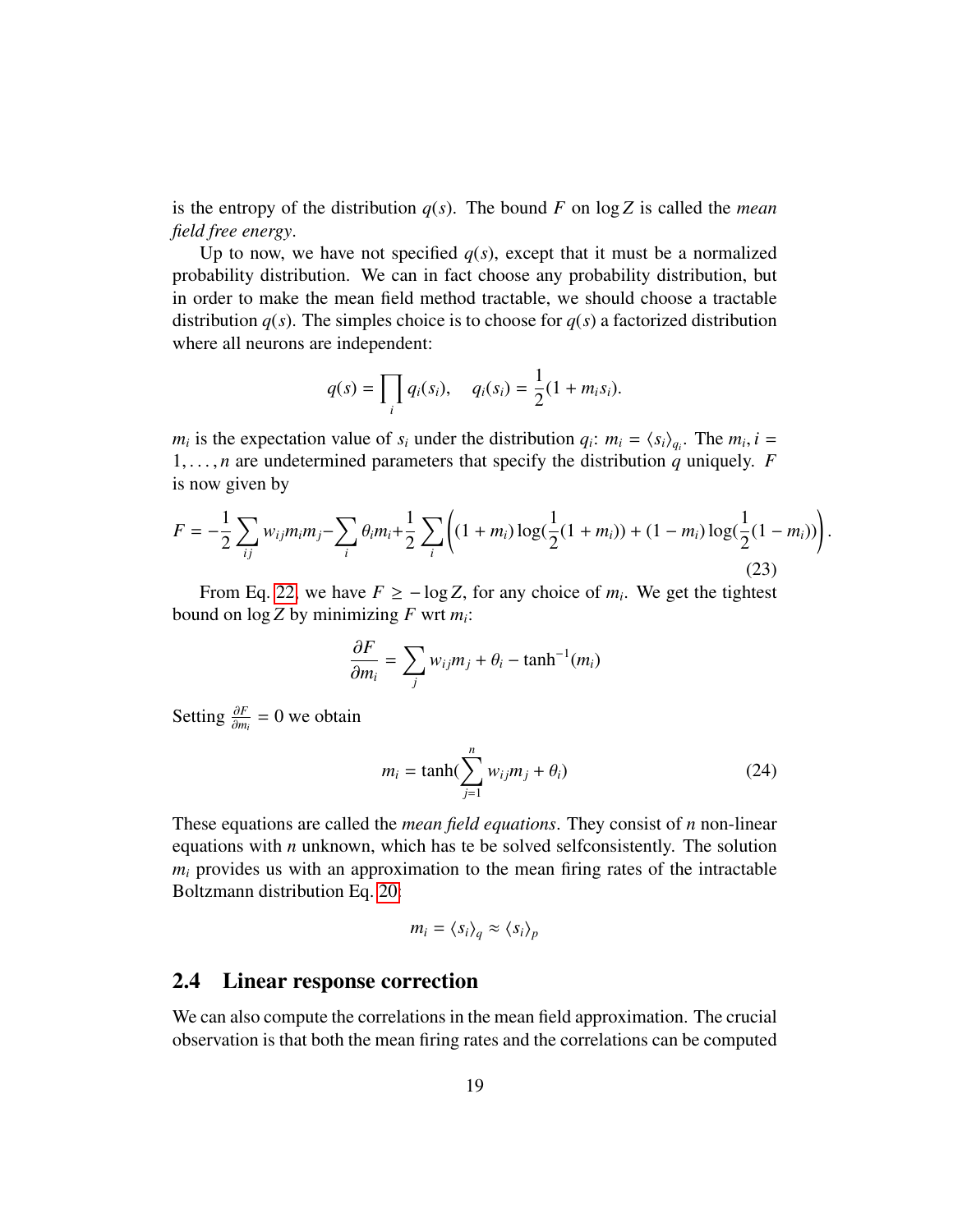is the entropy of the distribution $q(s)$. The bound $F$ on $\log Z$ is called the *mean field free energy*.

Up to now, we have not specified $q(s)$, except that it must be a normalized probability distribution. We can in fact choose any probability distribution, but in order to make the mean field method tractable, we should choose a tractable distribution $q(s)$. The simples choice is to choose for $q(s)$ a factorized distribution where all neurons are independent:

$$q(s) = \prod_i q_i(s_i), \quad q_i(s_i) = \frac{1}{2}(1 + m_i s_i).$$

$m_i$ is the expectation value of $s_i$ under the distribution $q_i$: $m_i = \langle s_i \rangle_{q_i}$. The $m_i, i = 1, \ldots, n$ are undetermined parameters that specify the distribution $q$ uniquely. $F$ is now given by

$$F = -\frac{1}{2}\sum_{ij} w_{ij} m_i m_j - \sum_i \theta_i m_i + \frac{1}{2}\sum_i \left( (1 + m_i)\log(\frac{1}{2}(1 + m_i)) + (1 - m_i)\log(\frac{1}{2}(1 - m_i)) \right). \quad (23)$$

From Eq. 22, we have $F \geq -\log Z$, for any choice of $m_i$. We get the tightest bound on $\log Z$ by minimizing $F$ wrt $m_i$:

$$\frac{\partial F}{\partial m_i} = \sum_j w_{ij} m_j + \theta_i - \tanh^{-1}(m_i)$$

Setting $\frac{\partial F}{\partial m_i} = 0$ we obtain

$$m_i = \tanh(\sum_{j=1}^{n} w_{ij} m_j + \theta_i) \quad (24)$$

These equations are called the *mean field equations*. They consist of $n$ non-linear equations with $n$ unknown, which has te be solved selfconsistently. The solution $m_i$ provides us with an approximation to the mean firing rates of the intractable Boltzmann distribution Eq. 20:

$$m_i = \langle s_i \rangle_q \approx \langle s_i \rangle_p$$

## 2.4 Linear response correction

We can also compute the correlations in the mean field approximation. The crucial observation is that both the mean firing rates and the correlations can be computed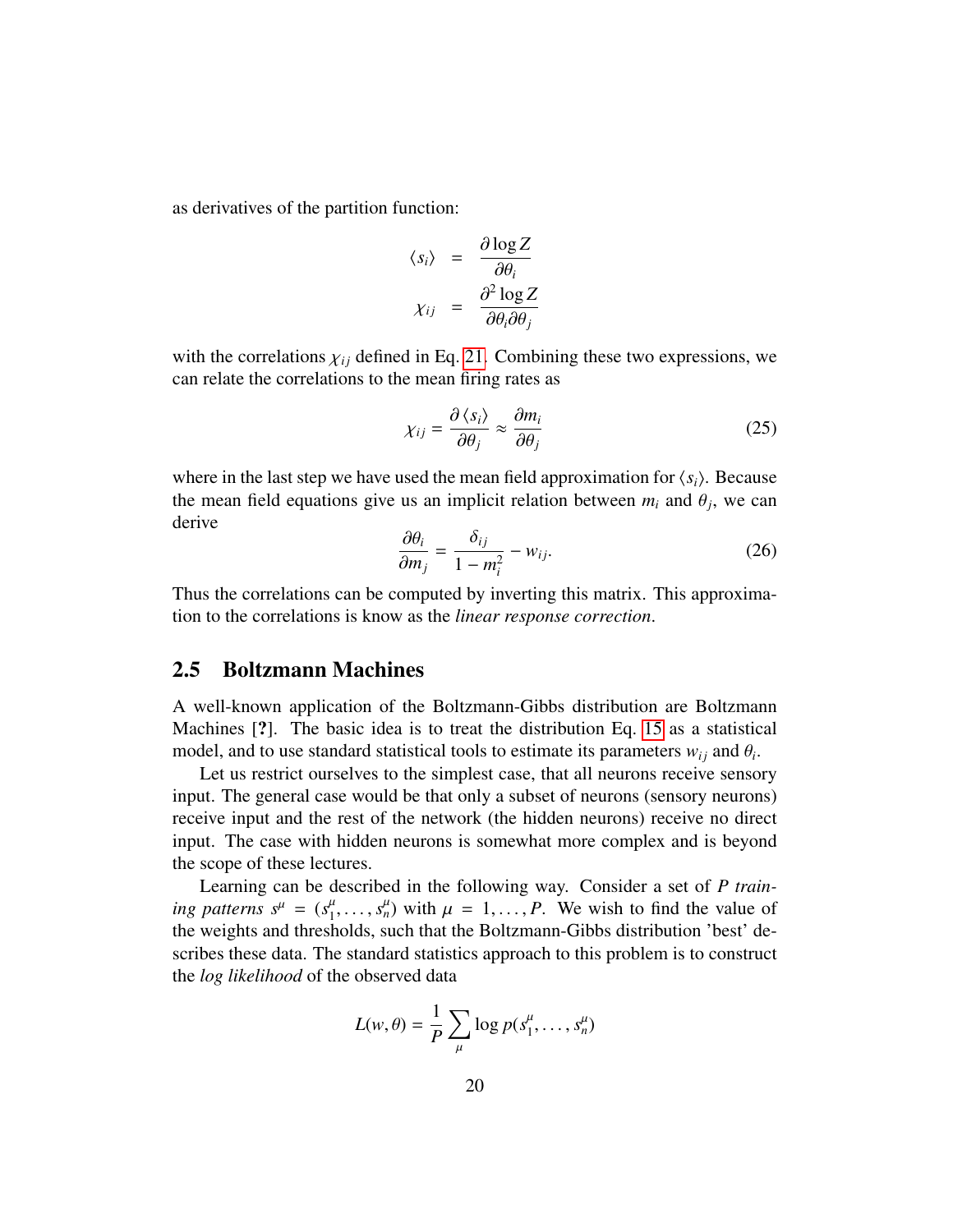as derivatives of the partition function:

$$
\begin{aligned}
\langle s_i \rangle &= \frac{\partial \log Z}{\partial \theta_i} \\
\chi_{ij} &= \frac{\partial^2 \log Z}{\partial \theta_i \partial \theta_j}
\end{aligned}
$$

with the correlations $\chi_{ij}$ defined in Eq. 21. Combining these two expressions, we can relate the correlations to the mean firing rates as

$$
\chi_{ij} = \frac{\partial \langle s_i \rangle}{\partial \theta_j} \approx \frac{\partial m_i}{\partial \theta_j} \tag{25}
$$

where in the last step we have used the mean field approximation for $\langle s_i \rangle$. Because the mean field equations give us an implicit relation between $m_i$ and $\theta_j$, we can derive

$$
\frac{\partial \theta_i}{\partial m_j} = \frac{\delta_{ij}}{1 - m_i^2} - w_{ij}. \tag{26}
$$

Thus the correlations can be computed by inverting this matrix. This approximation to the correlations is know as the *linear response correction*.

## 2.5 Boltzmann Machines

A well-known application of the Boltzmann-Gibbs distribution are Boltzmann Machines [**?**]. The basic idea is to treat the distribution Eq. 15 as a statistical model, and to use standard statistical tools to estimate its parameters $w_{ij}$ and $\theta_i$.

Let us restrict ourselves to the simplest case, that all neurons receive sensory input. The general case would be that only a subset of neurons (sensory neurons) receive input and the rest of the network (the hidden neurons) receive no direct input. The case with hidden neurons is somewhat more complex and is beyond the scope of these lectures.

Learning can be described in the following way. Consider a set of $P$ *training patterns* $s^\mu = (s_1^\mu, \ldots, s_n^\mu)$ with $\mu = 1, \ldots, P$. We wish to find the value of the weights and thresholds, such that the Boltzmann-Gibbs distribution 'best' describes these data. The standard statistics approach to this problem is to construct the *log likelihood* of the observed data

$$
L(w, \theta) = \frac{1}{P} \sum_\mu \log p(s_1^\mu, \ldots, s_n^\mu)
$$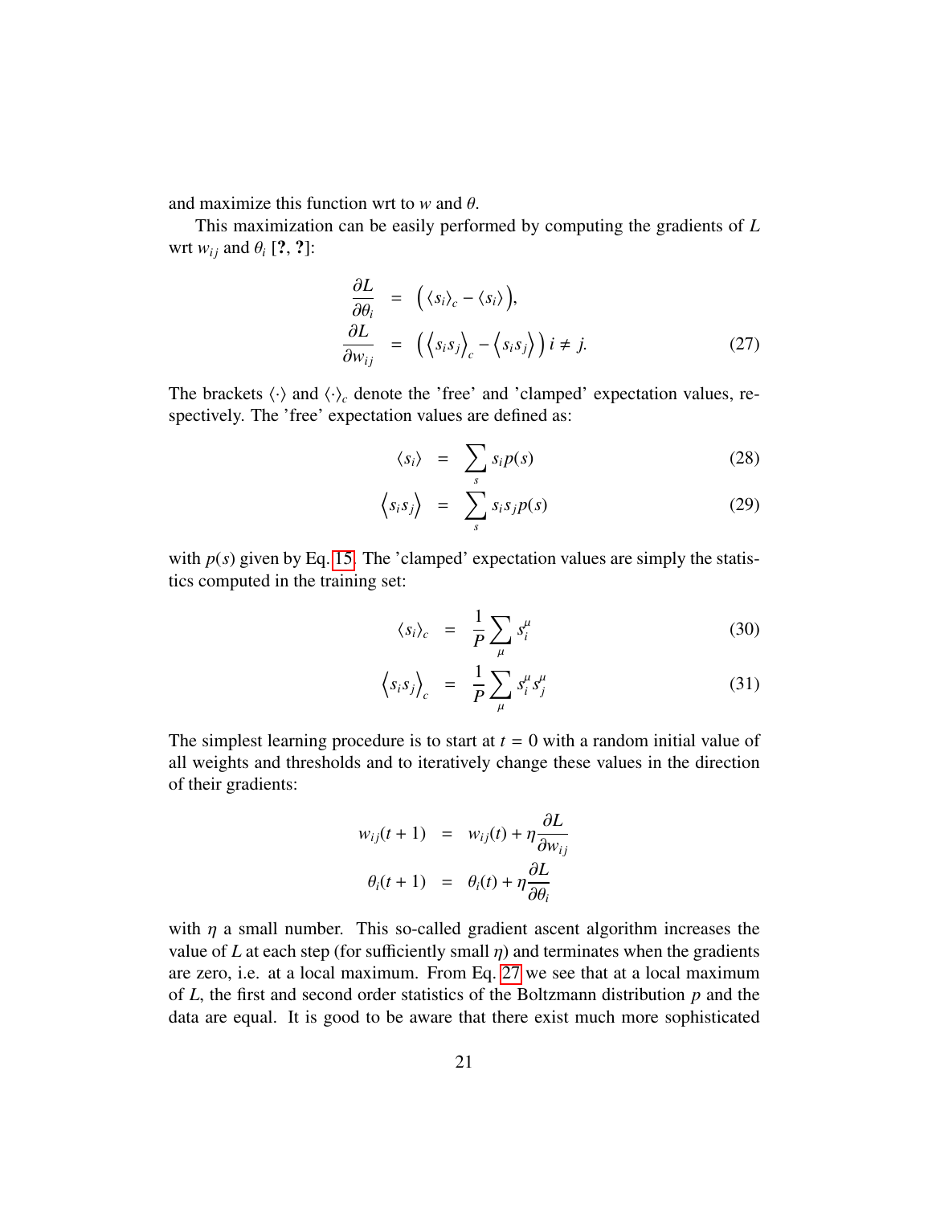and maximize this function wrt to $w$ and $\theta$.

This maximization can be easily performed by computing the gradients of $L$ wrt $w_{ij}$ and $\theta_i$ [?, ?]:

$$
\begin{aligned}
\frac{\partial L}{\partial \theta_i} &= \left( \langle s_i \rangle_c - \langle s_i \rangle \right), \\
\frac{\partial L}{\partial w_{ij}} &= \left( \left\langle s_i s_j \right\rangle_c - \left\langle s_i s_j \right\rangle \right) i \neq j.
\end{aligned} \tag{27}
$$

The brackets $\langle \cdot \rangle$ and $\langle \cdot \rangle_c$ denote the 'free' and 'clamped' expectation values, respectively. The 'free' expectation values are defined as:

$$
\langle s_i \rangle = \sum_s s_i p(s) \tag{28}
$$

$$
\left\langle s_i s_j \right\rangle = \sum_s s_i s_j p(s) \tag{29}
$$

with $p(s)$ given by Eq. 15. The 'clamped' expectation values are simply the statistics computed in the training set:

$$
\langle s_i \rangle_c = \frac{1}{P} \sum_\mu s_i^\mu \tag{30}
$$

$$
\left\langle s_i s_j \right\rangle_c = \frac{1}{P} \sum_\mu s_i^\mu s_j^\mu \tag{31}
$$

The simplest learning procedure is to start at $t = 0$ with a random initial value of all weights and thresholds and to iteratively change these values in the direction of their gradients:

$$
\begin{aligned}
w_{ij}(t+1) &= w_{ij}(t) + \eta \frac{\partial L}{\partial w_{ij}} \\
\theta_i(t+1) &= \theta_i(t) + \eta \frac{\partial L}{\partial \theta_i}
\end{aligned}
$$

with $\eta$ a small number. This so-called gradient ascent algorithm increases the value of $L$ at each step (for sufficiently small $\eta$) and terminates when the gradients are zero, i.e. at a local maximum. From Eq. 27 we see that at a local maximum of $L$, the first and second order statistics of the Boltzmann distribution $p$ and the data are equal. It is good to be aware that there exist much more sophisticated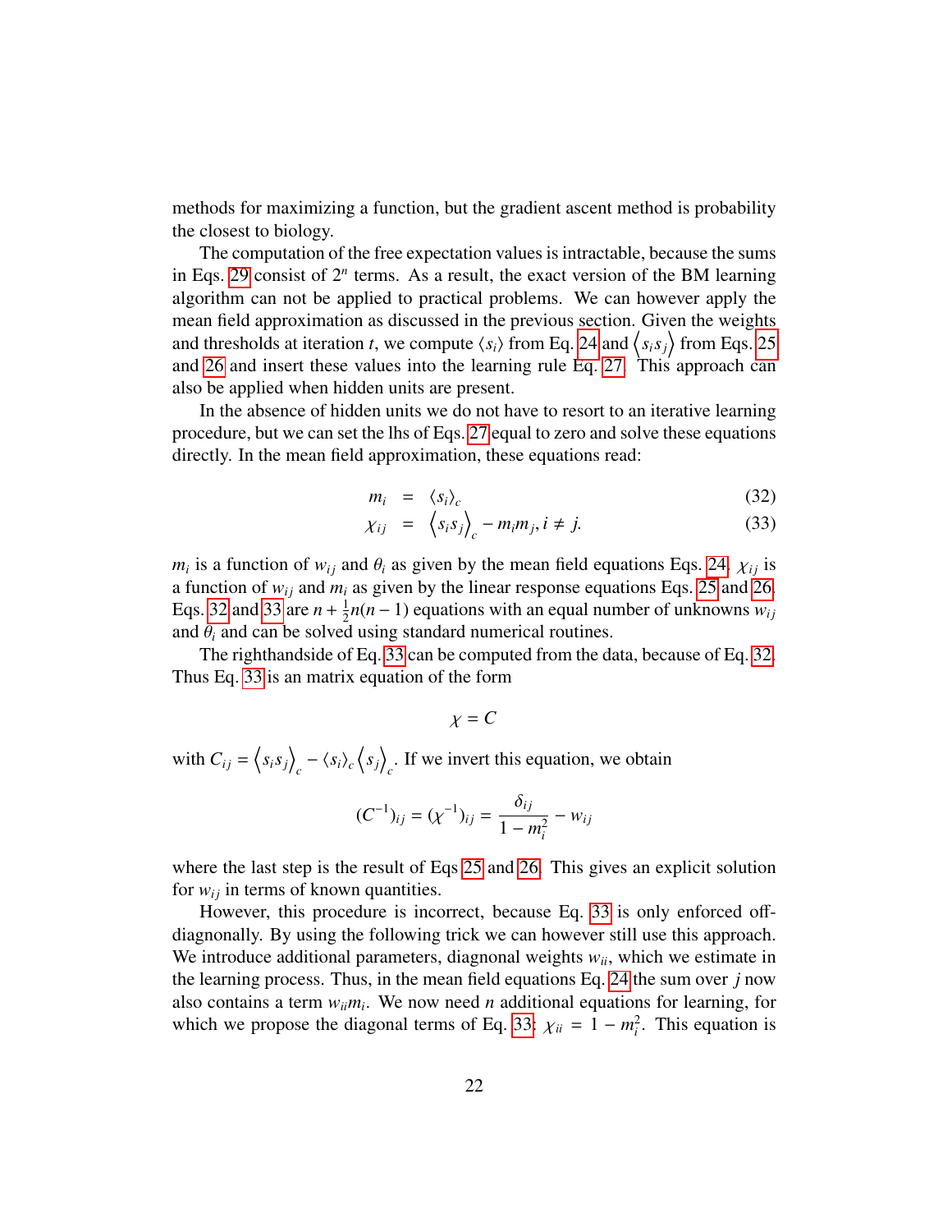methods for maximizing a function, but the gradient ascent method is probability the closest to biology.

The computation of the free expectation values is intractable, because the sums in Eqs. 29 consist of $2^n$ terms. As a result, the exact version of the BM learning algorithm can not be applied to practical problems. We can however apply the mean field approximation as discussed in the previous section. Given the weights and thresholds at iteration $t$, we compute $\langle s_i \rangle$ from Eq. 24 and $\left\langle s_i s_j \right\rangle$ from Eqs. 25 and 26 and insert these values into the learning rule Eq. 27. This approach can also be applied when hidden units are present.

In the absence of hidden units we do not have to resort to an iterative learning procedure, but we can set the lhs of Eqs. 27 equal to zero and solve these equations directly. In the mean field approximation, these equations read:

$$
\begin{aligned}
m_i &= \langle s_i \rangle_c & (32)\\
\chi_{ij} &= \left\langle s_i s_j \right\rangle_c - m_i m_j, i \neq j. & (33)
\end{aligned}
$$

$m_i$ is a function of $w_{ij}$ and $\theta_i$ as given by the mean field equations Eqs. 24. $\chi_{ij}$ is a function of $w_{ij}$ and $m_i$ as given by the linear response equations Eqs. 25 and 26. Eqs. 32 and 33 are $n + \frac{1}{2}n(n-1)$ equations with an equal number of unknowns $w_{ij}$ and $\theta_i$ and can be solved using standard numerical routines.

The righthandside of Eq. 33 can be computed from the data, because of Eq. 32. Thus Eq. 33 is an matrix equation of the form

$$
\chi = C
$$

with $C_{ij} = \left\langle s_i s_j \right\rangle_c - \langle s_i \rangle_c \left\langle s_j \right\rangle_c$. If we invert this equation, we obtain

$$
(C^{-1})_{ij} = (\chi^{-1})_{ij} = \frac{\delta_{ij}}{1 - m_i^2} - w_{ij}
$$

where the last step is the result of Eqs 25 and 26. This gives an explicit solution for $w_{ij}$ in terms of known quantities.

However, this procedure is incorrect, because Eq. 33 is only enforced off-diagnonally. By using the following trick we can however still use this approach. We introduce additional parameters, diagonal weights $w_{ii}$, which we estimate in the learning process. Thus, in the mean field equations Eq. 24 the sum over $j$ now also contains a term $w_{ii} m_i$. We now need $n$ additional equations for learning, for which we propose the diagonal terms of Eq. 33: $\chi_{ii} = 1 - m_i^2$. This equation is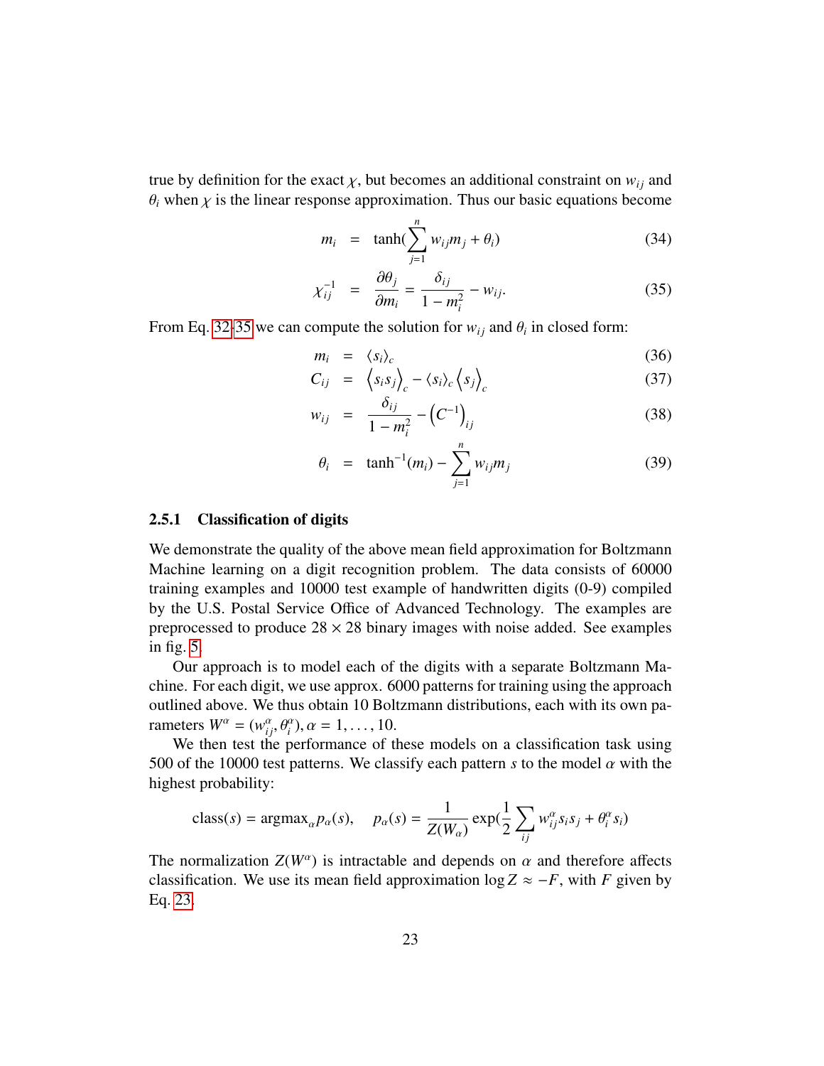true by definition for the exact $\chi$, but becomes an additional constraint on $w_{ij}$ and $\theta_i$ when $\chi$ is the linear response approximation. Thus our basic equations become

$$m_i = \tanh(\sum_{j=1}^{n} w_{ij} m_j + \theta_i) \tag{34}$$

$$\chi^{-1}_{ij} = \frac{\partial \theta_j}{\partial m_i} = \frac{\delta_{ij}}{1 - m_i^2} - w_{ij}. \tag{35}$$

From Eq. 32-35 we can compute the solution for $w_{ij}$ and $\theta_i$ in closed form:

$$m_i = \langle s_i \rangle_c \tag{36}$$

$$C_{ij} = \left\langle s_i s_j \right\rangle_c - \langle s_i \rangle_c \left\langle s_j \right\rangle_c \tag{37}$$

$$w_{ij} = \frac{\delta_{ij}}{1 - m_i^2} - \left(C^{-1}\right)_{ij} \tag{38}$$

$$\theta_i = \tanh^{-1}(m_i) - \sum_{j=1}^{n} w_{ij} m_j \tag{39}$$

### 2.5.1 Classification of digits

We demonstrate the quality of the above mean field approximation for Boltzmann Machine learning on a digit recognition problem. The data consists of 60000 training examples and 10000 test example of handwritten digits (0-9) compiled by the U.S. Postal Service Office of Advanced Technology. The examples are preprocessed to produce $28 \times 28$ binary images with noise added. See examples in fig. 5.

Our approach is to model each of the digits with a separate Boltzmann Machine. For each digit, we use approx. 6000 patterns for training using the approach outlined above. We thus obtain 10 Boltzmann distributions, each with its own parameters $W^\alpha = (w^\alpha_{ij}, \theta^\alpha_i), \alpha = 1, \ldots, 10$.

We then test the performance of these models on a classification task using 500 of the 10000 test patterns. We classify each pattern $s$ to the model $\alpha$ with the highest probability:

$$\text{class}(s) = \text{argmax}_\alpha p_\alpha(s), \quad p_\alpha(s) = \frac{1}{Z(W_\alpha)} \exp(\frac{1}{2} \sum_{ij} w^\alpha_{ij} s_i s_j + \theta^\alpha_i s_i)$$

The normalization $Z(W^\alpha)$ is intractable and depends on $\alpha$ and therefore affects classification. We use its mean field approximation $\log Z \approx -F$, with $F$ given by Eq. 23.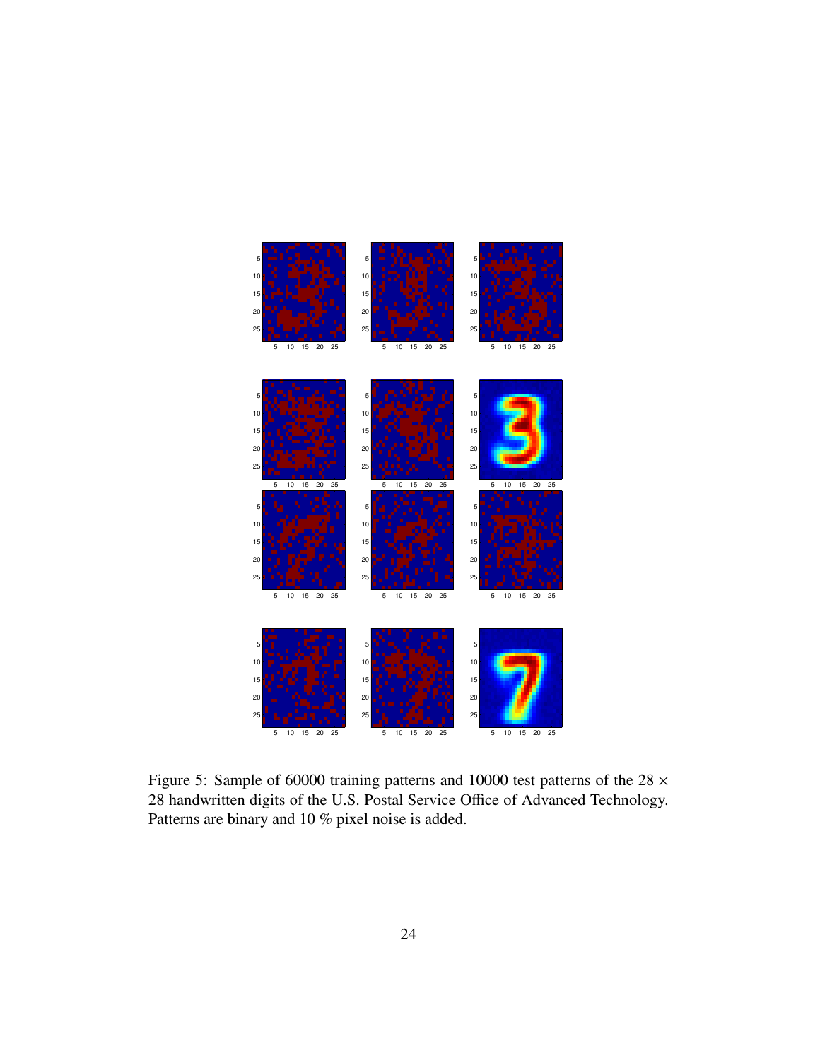Figure 5: Sample of 60000 training patterns and 10000 test patterns of the $28 \times 28$ handwritten digits of the U.S. Postal Service Office of Advanced Technology. Patterns are binary and 10 % pixel noise is added.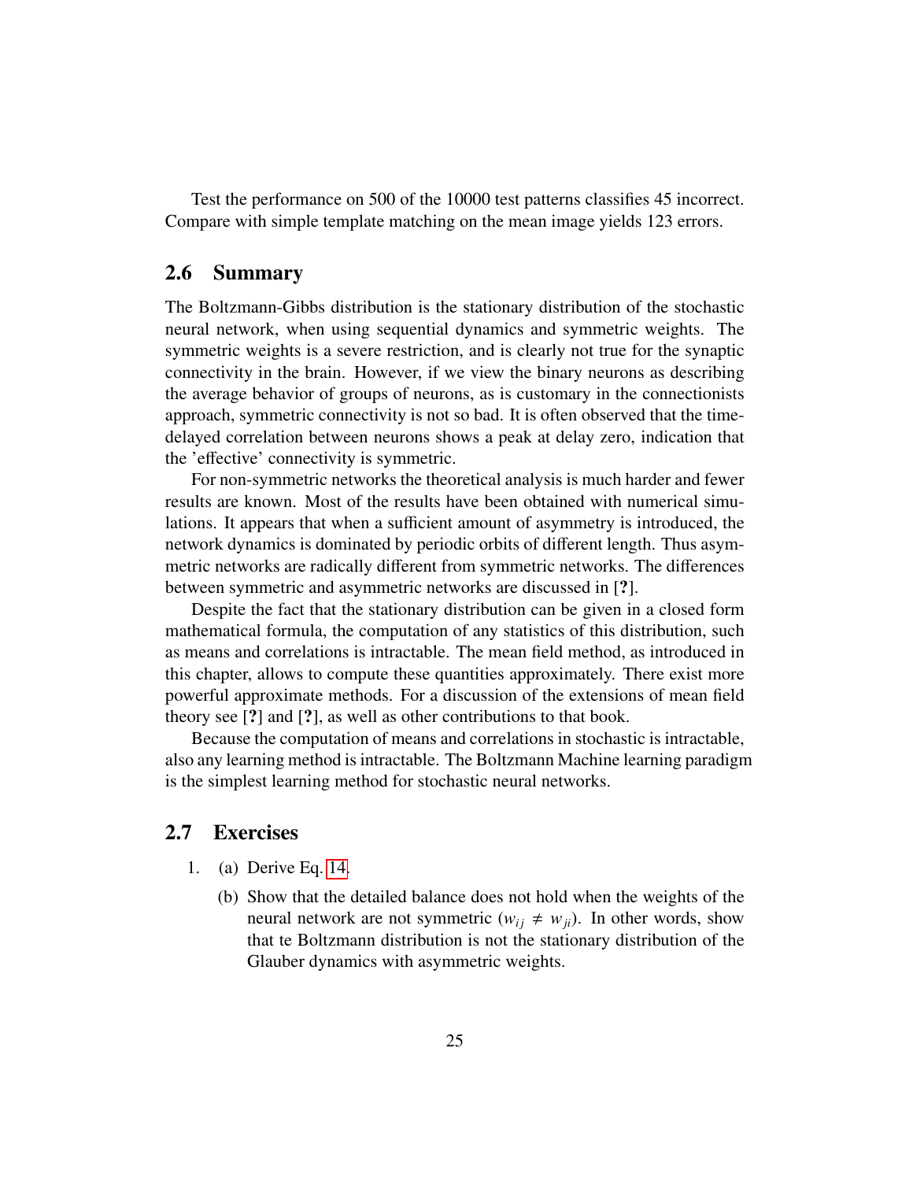Test the performance on 500 of the 10000 test patterns classifies 45 incorrect. Compare with simple template matching on the mean image yields 123 errors.

## 2.6 Summary

The Boltzmann-Gibbs distribution is the stationary distribution of the stochastic neural network, when using sequential dynamics and symmetric weights. The symmetric weights is a severe restriction, and is clearly not true for the synaptic connectivity in the brain. However, if we view the binary neurons as describing the average behavior of groups of neurons, as is customary in the connectionists approach, symmetric connectivity is not so bad. It is often observed that the time-delayed correlation between neurons shows a peak at delay zero, indication that the 'effective' connectivity is symmetric.

For non-symmetric networks the theoretical analysis is much harder and fewer results are known. Most of the results have been obtained with numerical simulations. It appears that when a sufficient amount of asymmetry is introduced, the network dynamics is dominated by periodic orbits of different length. Thus asymmetric networks are radically different from symmetric networks. The differences between symmetric and asymmetric networks are discussed in [**?**].

Despite the fact that the stationary distribution can be given in a closed form mathematical formula, the computation of any statistics of this distribution, such as means and correlations is intractable. The mean field method, as introduced in this chapter, allows to compute these quantities approximately. There exist more powerful approximate methods. For a discussion of the extensions of mean field theory see [**?**] and [**?**], as well as other contributions to that book.

Because the computation of means and correlations in stochastic is intractable, also any learning method is intractable. The Boltzmann Machine learning paradigm is the simplest learning method for stochastic neural networks.

## 2.7 Exercises

1. (a) Derive Eq. 14.

   (b) Show that the detailed balance does not hold when the weights of the neural network are not symmetric ($w_{ij} \neq w_{ji}$). In other words, show that te Boltzmann distribution is not the stationary distribution of the Glauber dynamics with asymmetric weights.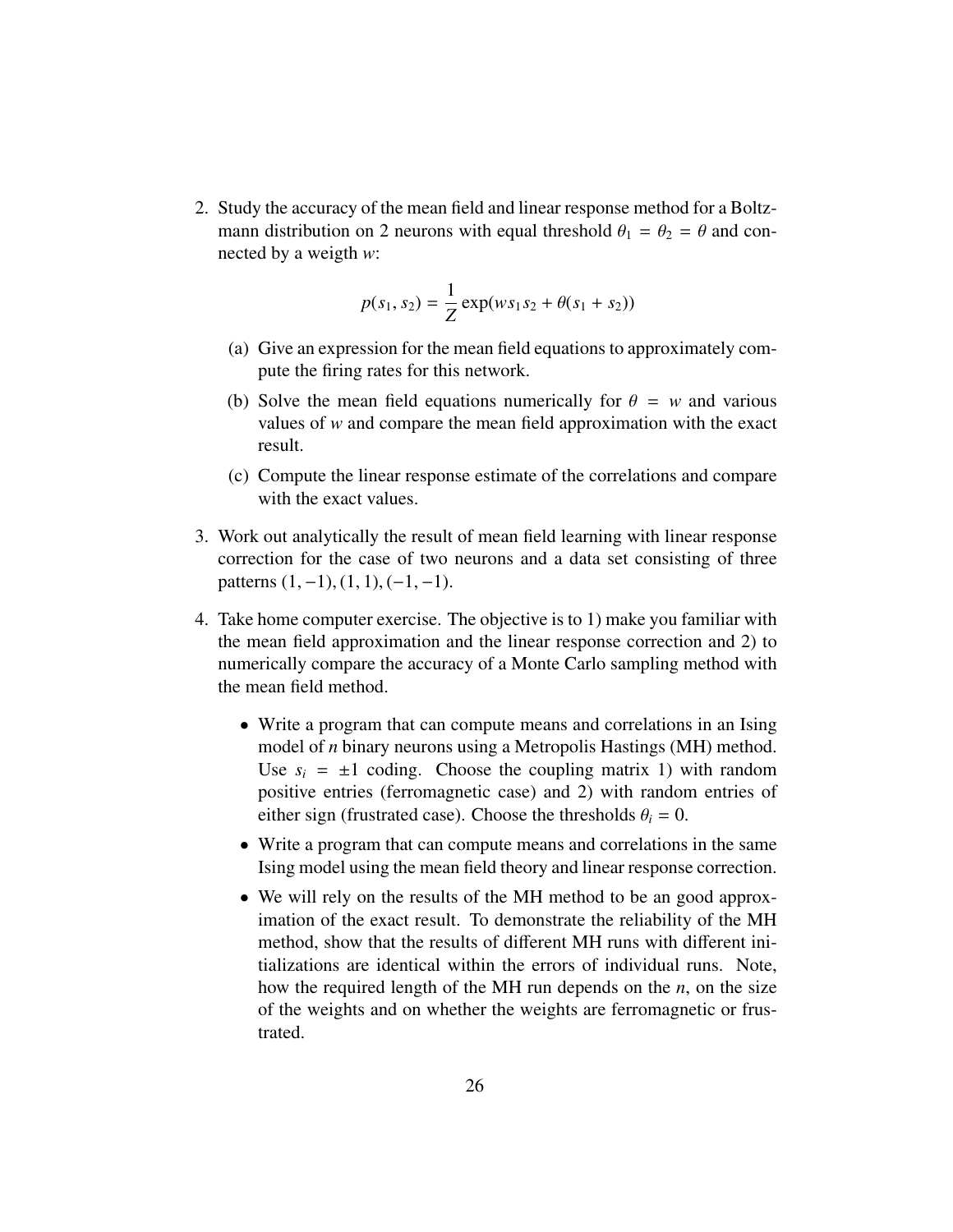2. Study the accuracy of the mean field and linear response method for a Boltzmann distribution on 2 neurons with equal threshold $\theta_1 = \theta_2 = \theta$ and connected by a weigth $w$:

$$p(s_1, s_2) = \frac{1}{Z} \exp(w s_1 s_2 + \theta(s_1 + s_2))$$

   (a) Give an expression for the mean field equations to approximately compute the firing rates for this network.

   (b) Solve the mean field equations numerically for $\theta = w$ and various values of $w$ and compare the mean field approximation with the exact result.

   (c) Compute the linear response estimate of the correlations and compare with the exact values.

3. Work out analytically the result of mean field learning with linear response correction for the case of two neurons and a data set consisting of three patterns $(1, -1), (1, 1), (-1, -1)$.

4. Take home computer exercise. The objective is to 1) make you familiar with the mean field approximation and the linear response correction and 2) to numerically compare the accuracy of a Monte Carlo sampling method with the mean field method.

   - Write a program that can compute means and correlations in an Ising model of $n$ binary neurons using a Metropolis Hastings (MH) method. Use $s_i = \pm 1$ coding. Choose the coupling matrix 1) with random positive entries (ferromagnetic case) and 2) with random entries of either sign (frustrated case). Choose the thresholds $\theta_i = 0$.
   - Write a program that can compute means and correlations in the same Ising model using the mean field theory and linear response correction.
   - We will rely on the results of the MH method to be an good approximation of the exact result. To demonstrate the reliability of the MH method, show that the results of different MH runs with different initializations are identical within the errors of individual runs. Note, how the required length of the MH run depends on the $n$, on the size of the weights and on whether the weights are ferromagnetic or frustrated.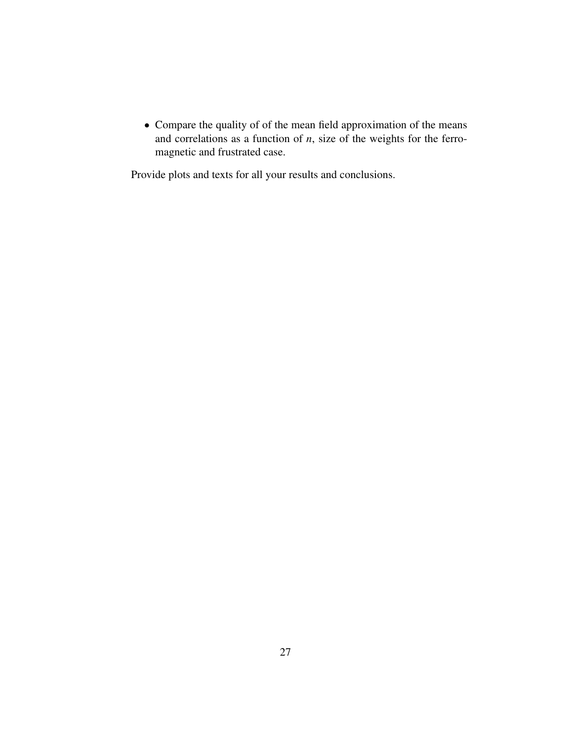- Compare the quality of of the mean field approximation of the means and correlations as a function of $n$, size of the weights for the ferromagnetic and frustrated case.

Provide plots and texts for all your results and conclusions.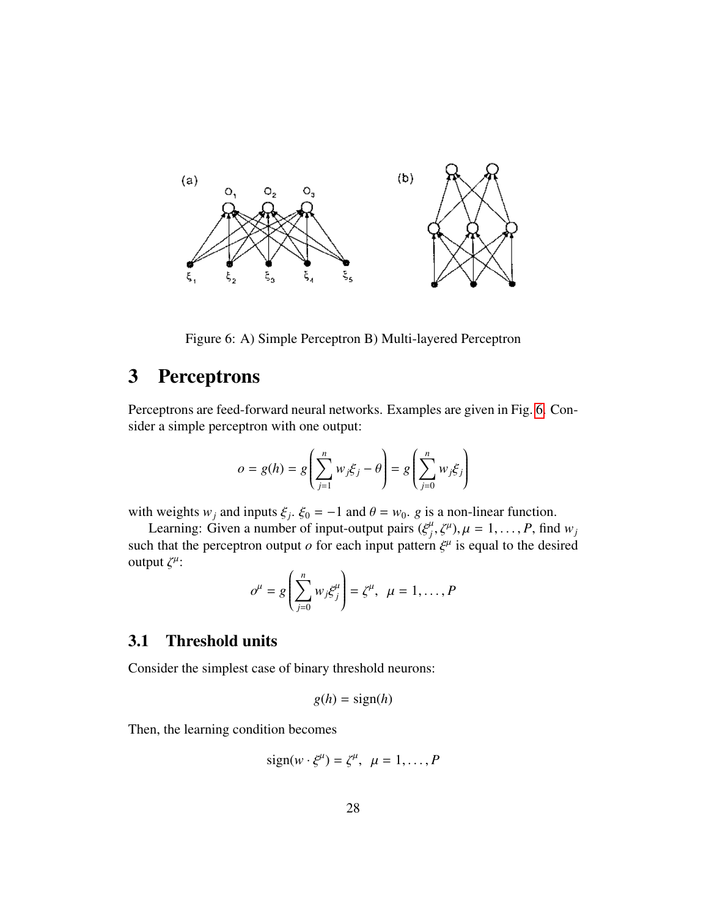Figure 6: A) Simple Perceptron B) Multi-layered Perceptron

# 3 Perceptrons

Perceptrons are feed-forward neural networks. Examples are given in Fig. 6. Consider a simple perceptron with one output:

$$o = g(h) = g\left(\sum_{j=1}^{n} w_j \xi_j - \theta\right) = g\left(\sum_{j=0}^{n} w_j \xi_j\right)$$

with weights $w_j$ and inputs $\xi_j$. $\xi_0 = -1$ and $\theta = w_0$. $g$ is a non-linear function.

Learning: Given a number of input-output pairs $(\xi_j^\mu, \zeta^\mu), \mu = 1, \ldots, P$, find $w_j$ such that the perceptron output $o$ for each input pattern $\xi^\mu$ is equal to the desired output $\zeta^\mu$:

$$o^\mu = g\left(\sum_{j=0}^{n} w_j \xi_j^\mu\right) = \zeta^\mu, \quad \mu = 1, \ldots, P$$

## 3.1 Threshold units

Consider the simplest case of binary threshold neurons:

$$g(h) = \text{sign}(h)$$

Then, the learning condition becomes

$$\text{sign}(w \cdot \xi^\mu) = \zeta^\mu, \quad \mu = 1, \ldots, P$$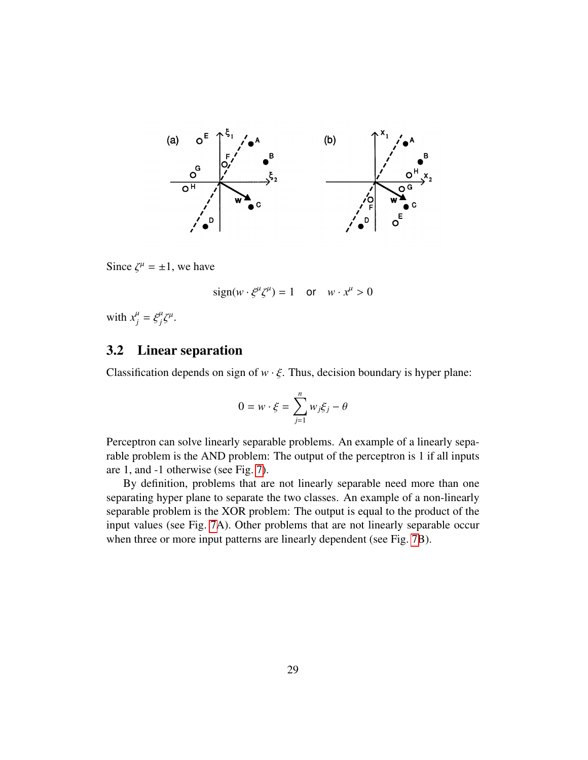Since $\zeta^\mu = \pm 1$, we have

$$\text{sign}(w \cdot \xi^\mu \zeta^\mu) = 1 \quad \text{or} \quad w \cdot x^\mu > 0$$

with $x_j^\mu = \xi_j^\mu \zeta^\mu$.

## 3.2 Linear separation

Classification depends on sign of $w \cdot \xi$. Thus, decision boundary is hyper plane:

$$0 = w \cdot \xi = \sum_{j=1}^{n} w_j \xi_j - \theta$$

Perceptron can solve linearly separable problems. An example of a linearly separable problem is the AND problem: The output of the perceptron is 1 if all inputs are 1, and -1 otherwise (see Fig. 7).

By definition, problems that are not linearly separable need more than one separating hyper plane to separate the two classes. An example of a non-linearly separable problem is the XOR problem: The output is equal to the product of the input values (see Fig. 7A). Other problems that are not linearly separable occur when three or more input patterns are linearly dependent (see Fig. 7B).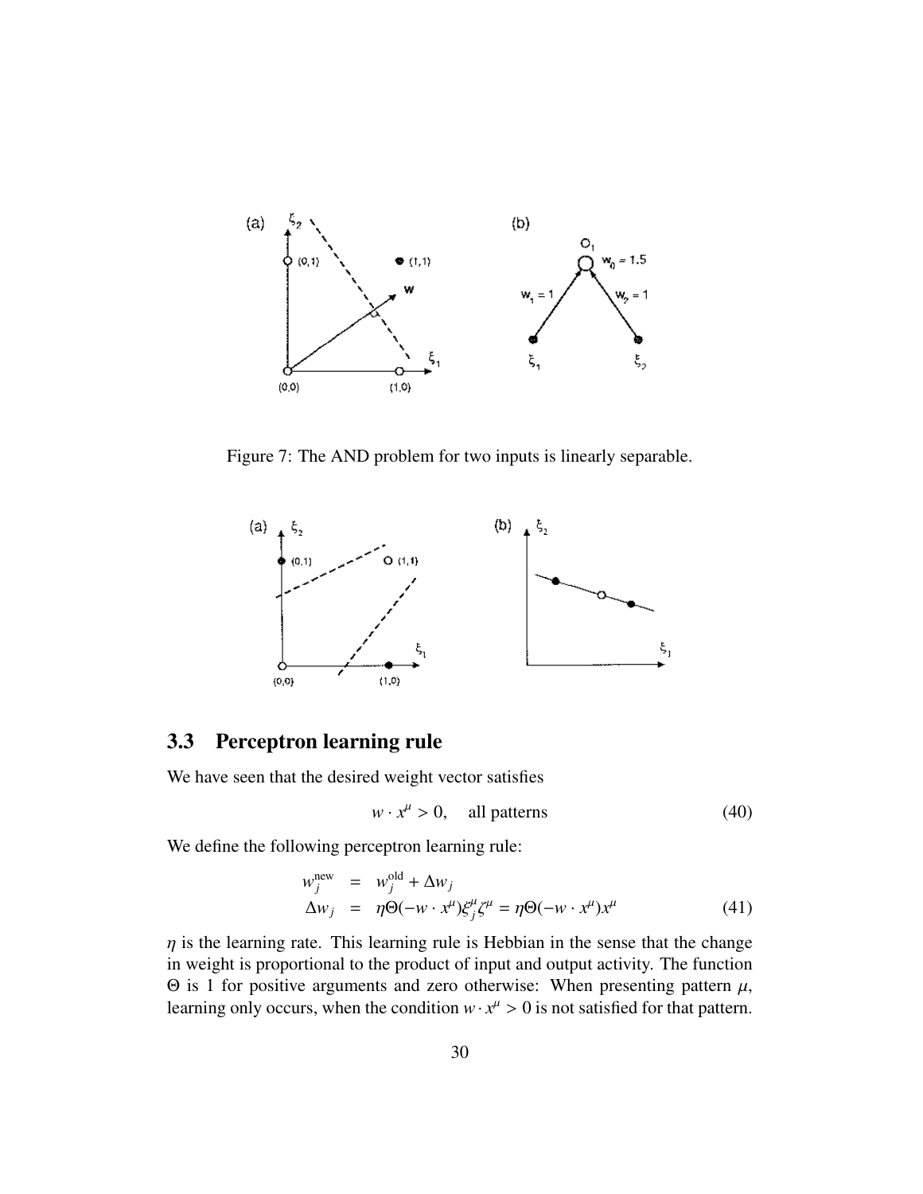Figure 7: The AND problem for two inputs is linearly separable.

## 3.3 Perceptron learning rule

We have seen that the desired weight vector satisfies

$$w \cdot x^{\mu} > 0, \quad \text{all patterns} \tag{40}$$

We define the following perceptron learning rule:

$$\begin{aligned} w_j^{\text{new}} &= w_j^{\text{old}} + \Delta w_j \\ \Delta w_j &= \eta \Theta(-w \cdot x^{\mu}) \xi_j^{\mu} \zeta^{\mu} = \eta \Theta(-w \cdot x^{\mu}) x^{\mu} \end{aligned} \tag{41}$$

$\eta$ is the learning rate. This learning rule is Hebbian in the sense that the change in weight is proportional to the product of input and output activity. The function $\Theta$ is 1 for positive arguments and zero otherwise: When presenting pattern $\mu$, learning only occurs, when the condition $w \cdot x^{\mu} > 0$ is not satisfied for that pattern.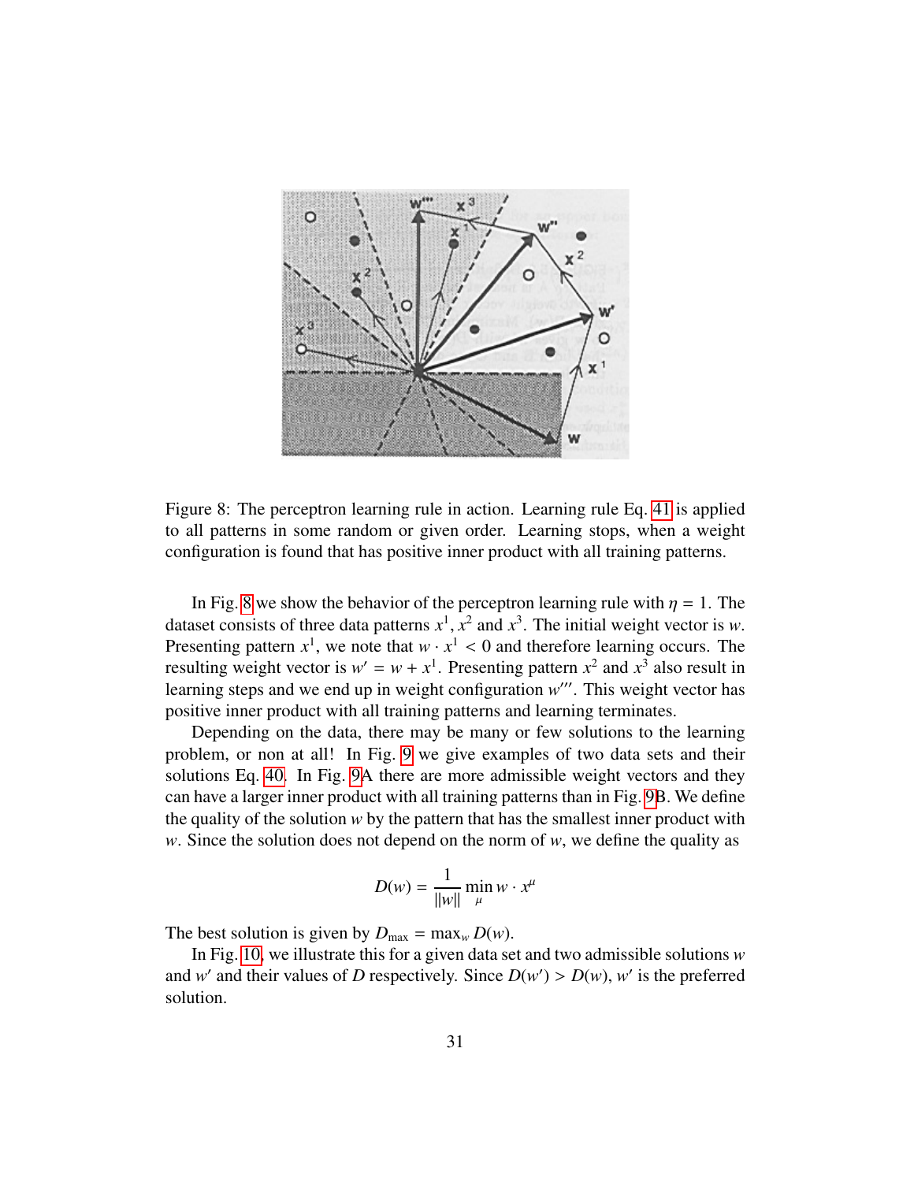Figure 8: The perceptron learning rule in action. Learning rule Eq. 41 is applied to all patterns in some random or given order. Learning stops, when a weight configuration is found that has positive inner product with all training patterns.

In Fig. 8 we show the behavior of the perceptron learning rule with $\eta = 1$. The dataset consists of three data patterns $x^1, x^2$ and $x^3$. The initial weight vector is $w$. Presenting pattern $x^1$, we note that $w \cdot x^1 < 0$ and therefore learning occurs. The resulting weight vector is $w' = w + x^1$. Presenting pattern $x^2$ and $x^3$ also result in learning steps and we end up in weight configuration $w'''$. This weight vector has positive inner product with all training patterns and learning terminates.

Depending on the data, there may be many or few solutions to the learning problem, or non at all! In Fig. 9 we give examples of two data sets and their solutions Eq. 40. In Fig. 9A there are more admissible weight vectors and they can have a larger inner product with all training patterns than in Fig. 9B. We define the quality of the solution $w$ by the pattern that has the smallest inner product with $w$. Since the solution does not depend on the norm of $w$, we define the quality as

$$D(w) = \frac{1}{\|w\|} \min_{\mu} w \cdot x^{\mu}$$

The best solution is given by $D_{\max} = \max_w D(w)$.

In Fig. 10, we illustrate this for a given data set and two admissible solutions $w$ and $w'$ and their values of $D$ respectively. Since $D(w') > D(w)$, $w'$ is the preferred solution.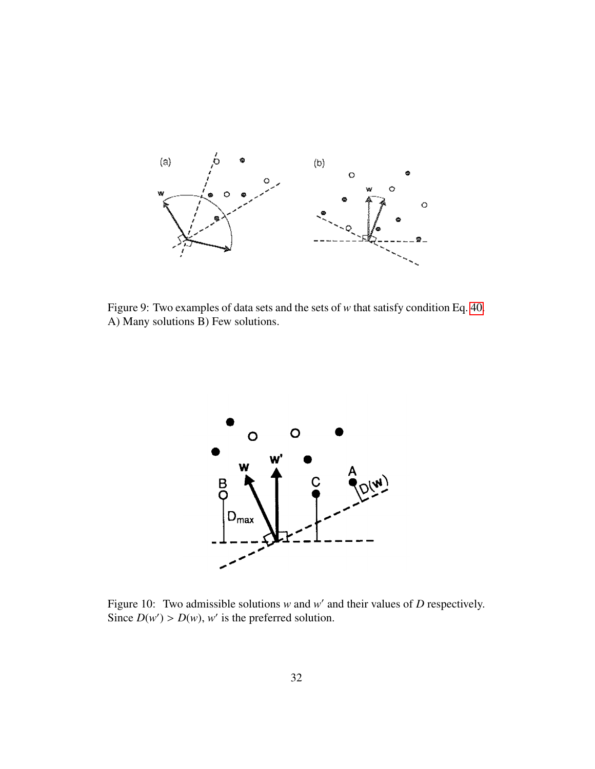Figure 9: Two examples of data sets and the sets of $w$ that satisfy condition Eq. 40. A) Many solutions B) Few solutions.

Figure 10: Two admissible solutions $w$ and $w'$ and their values of $D$ respectively. Since $D(w') > D(w)$, $w'$ is the preferred solution.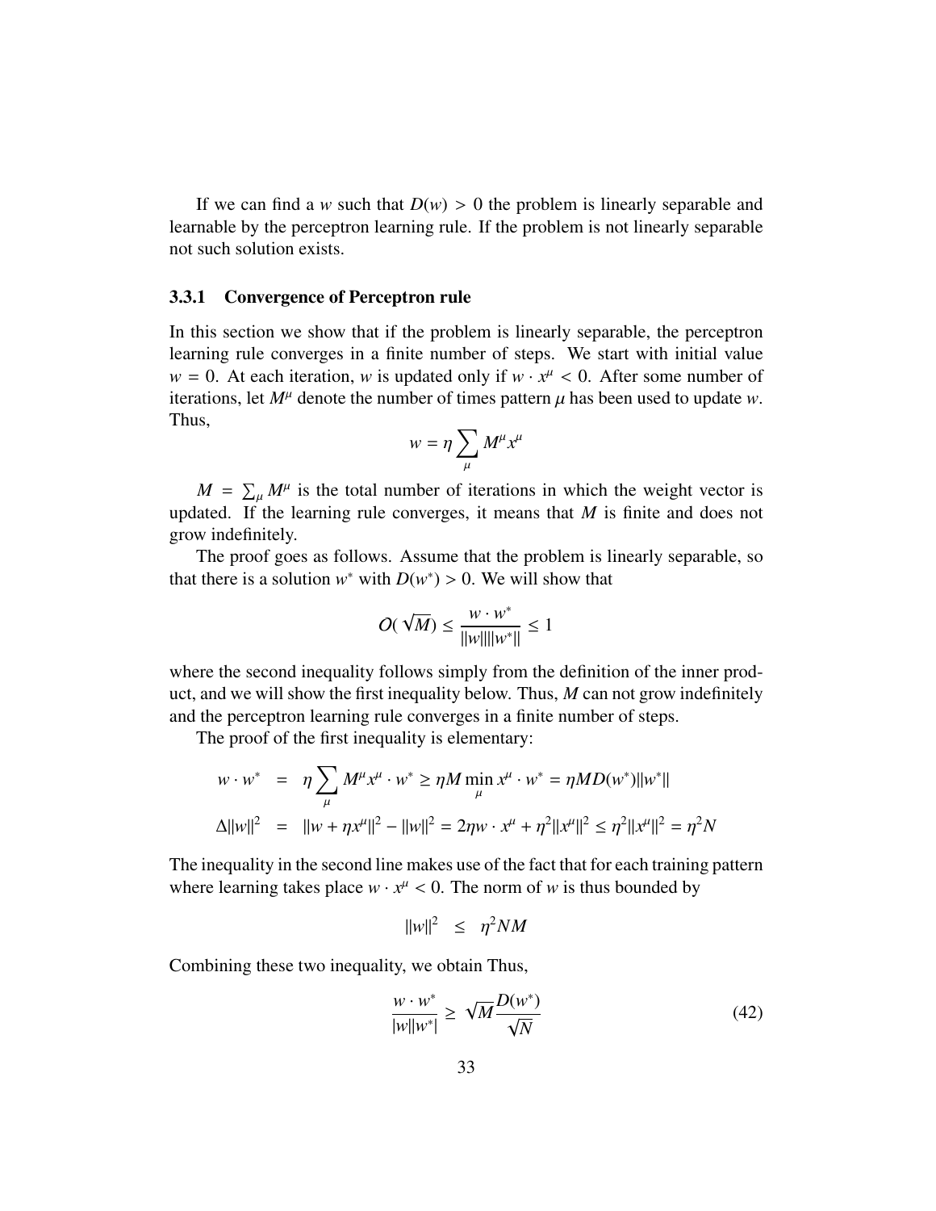If we can find a $w$ such that $D(w) > 0$ the problem is linearly separable and learnable by the perceptron learning rule. If the problem is not linearly separable not such solution exists.

### 3.3.1 Convergence of Perceptron rule

In this section we show that if the problem is linearly separable, the perceptron learning rule converges in a finite number of steps. We start with initial value $w = 0$. At each iteration, $w$ is updated only if $w \cdot x^\mu < 0$. After some number of iterations, let $M^\mu$ denote the number of times pattern $\mu$ has been used to update $w$. Thus,

$$w = \eta \sum_\mu M^\mu x^\mu$$

$M = \sum_\mu M^\mu$ is the total number of iterations in which the weight vector is updated. If the learning rule converges, it means that $M$ is finite and does not grow indefinitely.

The proof goes as follows. Assume that the problem is linearly separable, so that there is a solution $w^*$ with $D(w^*) > 0$. We will show that

$$O(\sqrt{M}) \leq \frac{w \cdot w^*}{\|w\|\|w^*\|} \leq 1$$

where the second inequality follows simply from the definition of the inner product, and we will show the first inequality below. Thus, $M$ can not grow indefinitely and the perceptron learning rule converges in a finite number of steps.

The proof of the first inequality is elementary:

$$\begin{aligned}
w \cdot w^* &= \eta \sum_\mu M^\mu x^\mu \cdot w^* \geq \eta M \min_\mu x^\mu \cdot w^* = \eta M D(w^*)\|w^*\| \\
\Delta\|w\|^2 &= \|w + \eta x^\mu\|^2 - \|w\|^2 = 2\eta w \cdot x^\mu + \eta^2\|x^\mu\|^2 \leq \eta^2\|x^\mu\|^2 = \eta^2 N
\end{aligned}$$

The inequality in the second line makes use of the fact that for each training pattern where learning takes place $w \cdot x^\mu < 0$. The norm of $w$ is thus bounded by

$$\|w\|^2 \quad \leq \quad \eta^2 NM$$

Combining these two inequality, we obtain Thus,

$$\frac{w \cdot w^*}{|w||w^*|} \geq \sqrt{M}\frac{D(w^*)}{\sqrt{N}} \tag{42}$$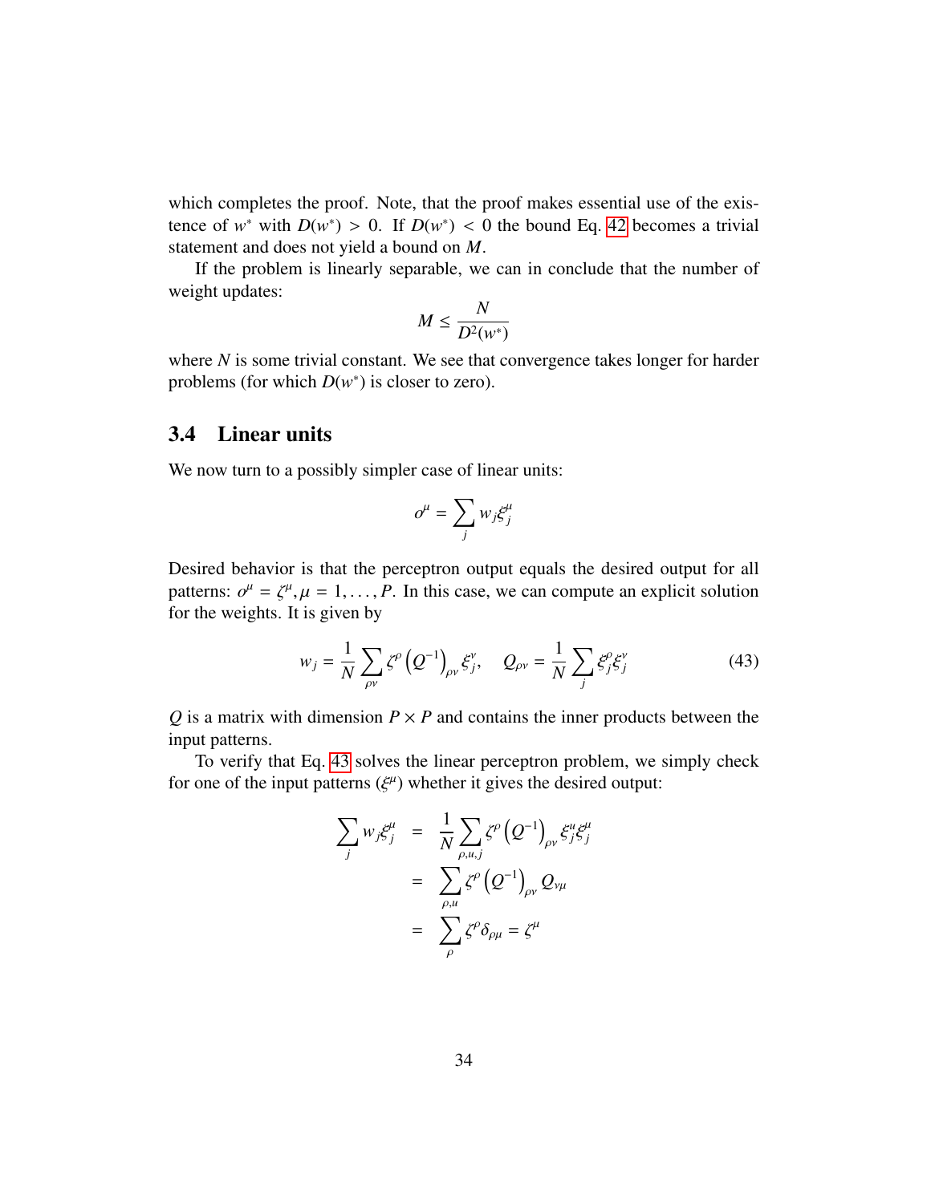which completes the proof. Note, that the proof makes essential use of the existence of $w^*$ with $D(w^*) > 0$. If $D(w^*) < 0$ the bound Eq. 42 becomes a trivial statement and does not yield a bound on $M$.

If the problem is linearly separable, we can in conclude that the number of weight updates:

$$M \leq \frac{N}{D^2(w^*)}$$

where $N$ is some trivial constant. We see that convergence takes longer for harder problems (for which $D(w^*)$ is closer to zero).

### 3.4 Linear units

We now turn to a possibly simpler case of linear units:

$$o^\mu = \sum_j w_j \xi_j^\mu$$

Desired behavior is that the perceptron output equals the desired output for all patterns: $o^\mu = \zeta^\mu, \mu = 1, \ldots, P$. In this case, we can compute an explicit solution for the weights. It is given by

$$w_j = \frac{1}{N} \sum_{\rho\nu} \zeta^\rho \left(Q^{-1}\right)_{\rho\nu} \xi_j^\nu, \quad Q_{\rho\nu} = \frac{1}{N} \sum_j \xi_j^\rho \xi_j^\nu \tag{43}$$

$Q$ is a matrix with dimension $P \times P$ and contains the inner products between the input patterns.

To verify that Eq. 43 solves the linear perceptron problem, we simply check for one of the input patterns ($\xi^\mu$) whether it gives the desired output:

$$\begin{aligned}
\sum_j w_j \xi_j^\mu &= \frac{1}{N} \sum_{\rho,u,j} \zeta^\rho \left(Q^{-1}\right)_{\rho\nu} \xi_j^u \xi_j^\mu \\
&= \sum_{\rho,u} \zeta^\rho \left(Q^{-1}\right)_{\rho\nu} Q_{\nu\mu} \\
&= \sum_\rho \zeta^\rho \delta_{\rho\mu} = \zeta^\mu
\end{aligned}$$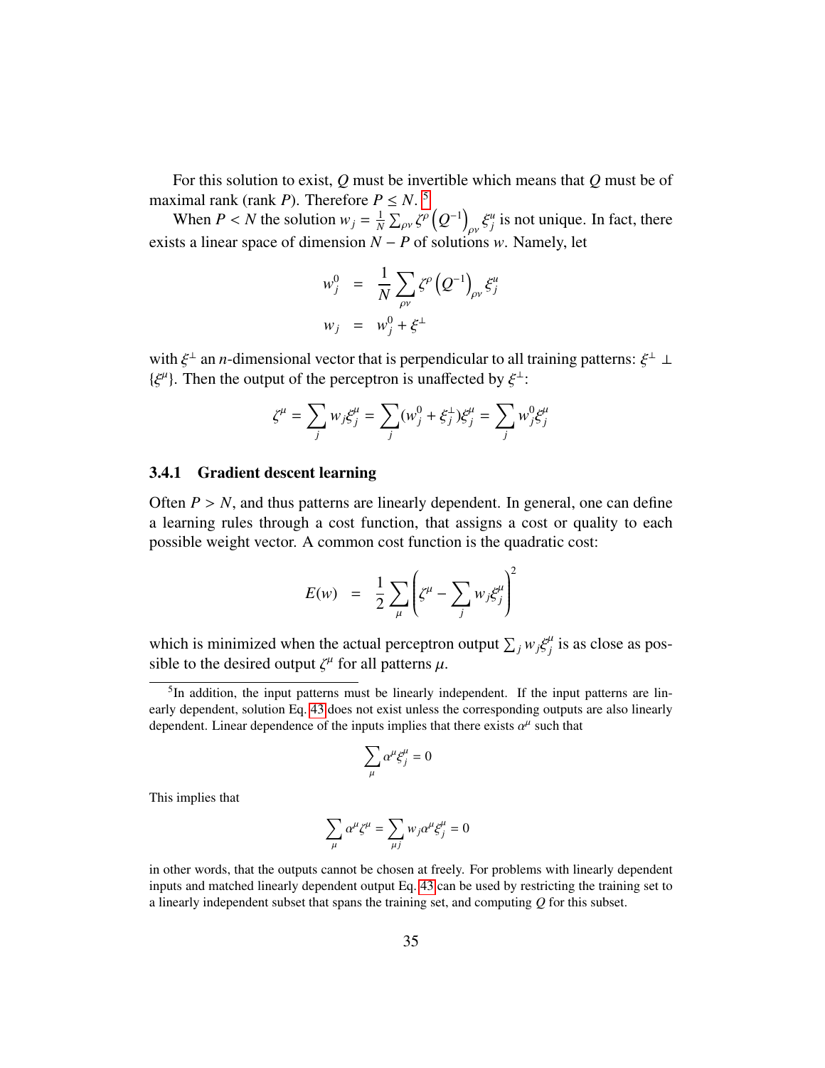For this solution to exist, $Q$ must be invertible which means that $Q$ must be of maximal rank (rank $P$). Therefore $P \leq N$. [5]

When $P < N$ the solution $w_j = \frac{1}{N}\sum_{\rho\nu} \zeta^\rho \left(Q^{-1}\right)_{\rho\nu} \xi_j^u$ is not unique. In fact, there exists a linear space of dimension $N - P$ of solutions $w$. Namely, let

$$
\begin{aligned}
w_j^0 &= \frac{1}{N}\sum_{\rho\nu} \zeta^\rho \left(Q^{-1}\right)_{\rho\nu} \xi_j^u \\
w_j &= w_j^0 + \xi^\perp
\end{aligned}
$$

with $\xi^\perp$ an $n$-dimensional vector that is perpendicular to all training patterns: $\xi^\perp \perp \{\xi^\mu\}$. Then the output of the perceptron is unaffected by $\xi^\perp$:

$$
\zeta^\mu = \sum_j w_j \xi_j^\mu = \sum_j (w_j^0 + \xi_j^\perp)\xi_j^\mu = \sum_j w_j^0 \xi_j^\mu
$$

### 3.4.1 Gradient descent learning

Often $P > N$, and thus patterns are linearly dependent. In general, one can define a learning rules through a cost function, that assigns a cost or quality to each possible weight vector. A common cost function is the quadratic cost:

$$
E(w) = \frac{1}{2}\sum_\mu \left(\zeta^\mu - \sum_j w_j \xi_j^\mu\right)^2
$$

which is minimized when the actual perceptron output $\sum_j w_j \xi_j^\mu$ is as close as possible to the desired output $\zeta^\mu$ for all patterns $\mu$.

---

[5] In addition, the input patterns must be linearly independent. If the input patterns are linearly dependent, solution Eq. 43 does not exist unless the corresponding outputs are also linearly dependent. Linear dependence of the inputs implies that there exists $\alpha^\mu$ such that

$$
\sum_\mu \alpha^\mu \xi_j^\mu = 0
$$

This implies that

$$
\sum_\mu \alpha^\mu \zeta^\mu = \sum_{\mu j} w_j \alpha^\mu \xi_j^\mu = 0
$$

in other words, that the outputs cannot be chosen at freely. For problems with linearly dependent inputs and matched linearly dependent output Eq. 43 can be used by restricting the training set to a linearly independent subset that spans the training set, and computing $Q$ for this subset.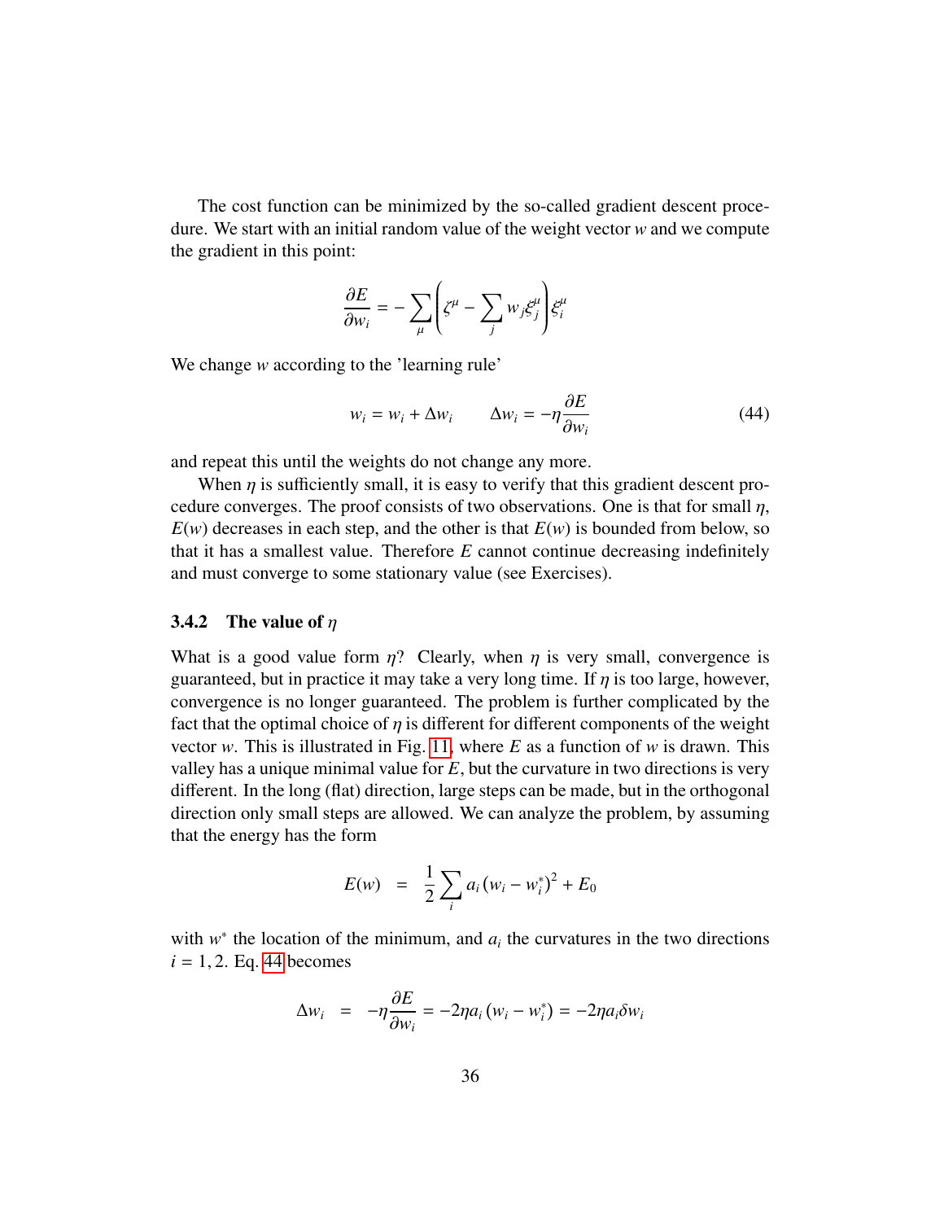The cost function can be minimized by the so-called gradient descent procedure. We start with an initial random value of the weight vector $w$ and we compute the gradient in this point:

$$\frac{\partial E}{\partial w_i} = -\sum_\mu \left( \zeta^\mu - \sum_j w_j \xi_j^\mu \right) \xi_i^\mu$$

We change $w$ according to the 'learning rule'

$$w_i = w_i + \Delta w_i \qquad \Delta w_i = -\eta \frac{\partial E}{\partial w_i} \tag{44}$$

and repeat this until the weights do not change any more.

When $\eta$ is sufficiently small, it is easy to verify that this gradient descent procedure converges. The proof consists of two observations. One is that for small $\eta$, $E(w)$ decreases in each step, and the other is that $E(w)$ is bounded from below, so that it has a smallest value. Therefore $E$ cannot continue decreasing indefinitely and must converge to some stationary value (see Exercises).

### 3.4.2 The value of $\eta$

What is a good value form $\eta$? Clearly, when $\eta$ is very small, convergence is guaranteed, but in practice it may take a very long time. If $\eta$ is too large, however, convergence is no longer guaranteed. The problem is further complicated by the fact that the optimal choice of $\eta$ is different for different components of the weight vector $w$. This is illustrated in Fig. 11, where $E$ as a function of $w$ is drawn. This valley has a unique minimal value for $E$, but the curvature in two directions is very different. In the long (flat) direction, large steps can be made, but in the orthogonal direction only small steps are allowed. We can analyze the problem, by assuming that the energy has the form

$$E(w) \quad = \quad \frac{1}{2} \sum_i a_i \left( w_i - w_i^* \right)^2 + E_0$$

with $w^*$ the location of the minimum, and $a_i$ the curvatures in the two directions $i = 1, 2$. Eq. 44 becomes

$$\Delta w_i \quad = \quad -\eta \frac{\partial E}{\partial w_i} = -2\eta a_i \left( w_i - w_i^* \right) = -2\eta a_i \delta w_i$$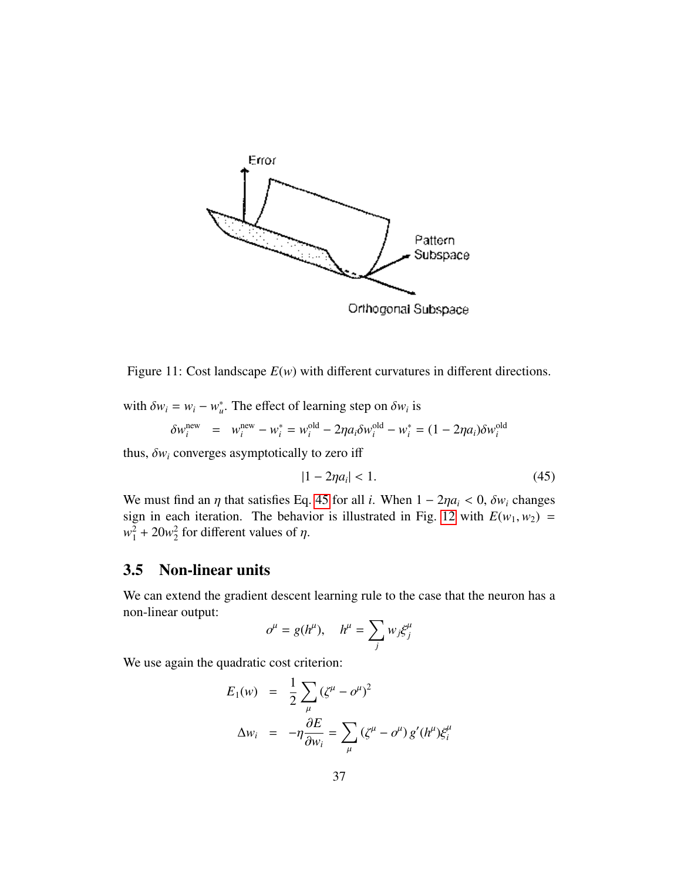Figure 11: Cost landscape $E(w)$ with different curvatures in different directions.

with $\delta w_i = w_i - w_u^*$. The effect of learning step on $\delta w_i$ is

$$\delta w_i^{\text{new}} = w_i^{\text{new}} - w_i^* = w_i^{\text{old}} - 2\eta a_i \delta w_i^{\text{old}} - w_i^* = (1 - 2\eta a_i)\delta w_i^{\text{old}}$$

thus, $\delta w_i$ converges asymptotically to zero iff

$$|1 - 2\eta a_i| < 1. \tag{45}$$

We must find an $\eta$ that satisfies Eq. 45 for all $i$. When $1 - 2\eta a_i < 0$, $\delta w_i$ changes sign in each iteration. The behavior is illustrated in Fig. 12 with $E(w_1, w_2) = w_1^2 + 20w_2^2$ for different values of $\eta$.

## 3.5 Non-linear units

We can extend the gradient descent learning rule to the case that the neuron has a non-linear output:

$$o^\mu = g(h^\mu), \quad h^\mu = \sum_j w_j \xi_j^\mu$$

We use again the quadratic cost criterion:

$$E_1(w) = \frac{1}{2}\sum_\mu (\zeta^\mu - o^\mu)^2$$

$$\Delta w_i = -\eta \frac{\partial E}{\partial w_i} = \sum_\mu (\zeta^\mu - o^\mu)\, g'(h^\mu) \xi_i^\mu$$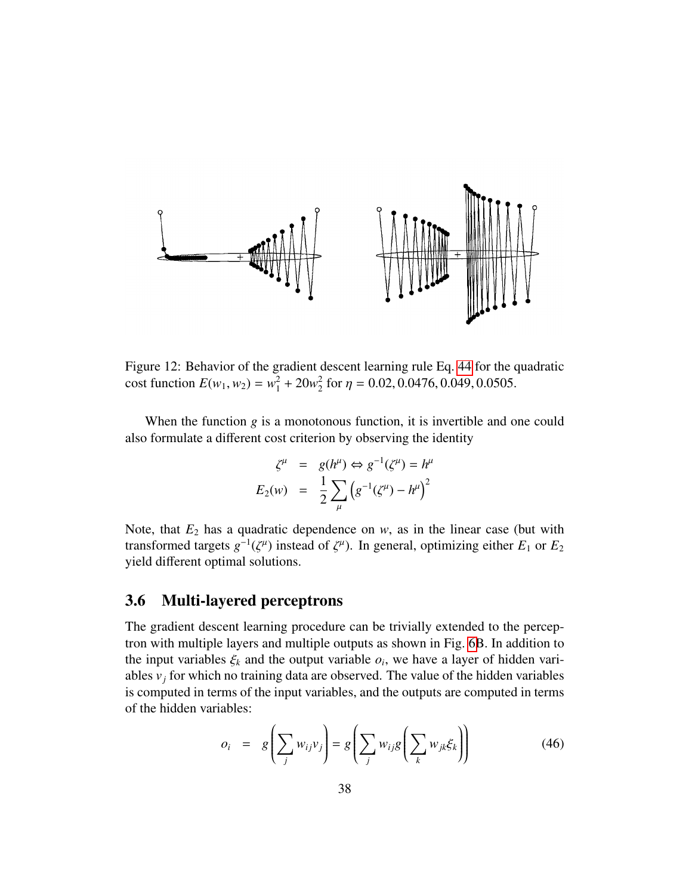Figure 12: Behavior of the gradient descent learning rule Eq. 44 for the quadratic cost function $E(w_1, w_2) = w_1^2 + 20w_2^2$ for $\eta = 0.02, 0.0476, 0.049, 0.0505$.

When the function $g$ is a monotonous function, it is invertible and one could also formulate a different cost criterion by observing the identity

$$
\begin{aligned}
\zeta^\mu &= g(h^\mu) \Leftrightarrow g^{-1}(\zeta^\mu) = h^\mu \\
E_2(w) &= \frac{1}{2}\sum_\mu \left(g^{-1}(\zeta^\mu) - h^\mu\right)^2
\end{aligned}
$$

Note, that $E_2$ has a quadratic dependence on $w$, as in the linear case (but with transformed targets $g^{-1}(\zeta^\mu)$ instead of $\zeta^\mu$). In general, optimizing either $E_1$ or $E_2$ yield different optimal solutions.

## 3.6 Multi-layered perceptrons

The gradient descent learning procedure can be trivially extended to the perceptron with multiple layers and multiple outputs as shown in Fig. 6B. In addition to the input variables $\xi_k$ and the output variable $o_i$, we have a layer of hidden variables $v_j$ for which no training data are observed. The value of the hidden variables is computed in terms of the input variables, and the outputs are computed in terms of the hidden variables:

$$
o_i = g\left(\sum_j w_{ij} v_j\right) = g\left(\sum_j w_{ij} g\left(\sum_k w_{jk}\xi_k\right)\right) \tag{46}
$$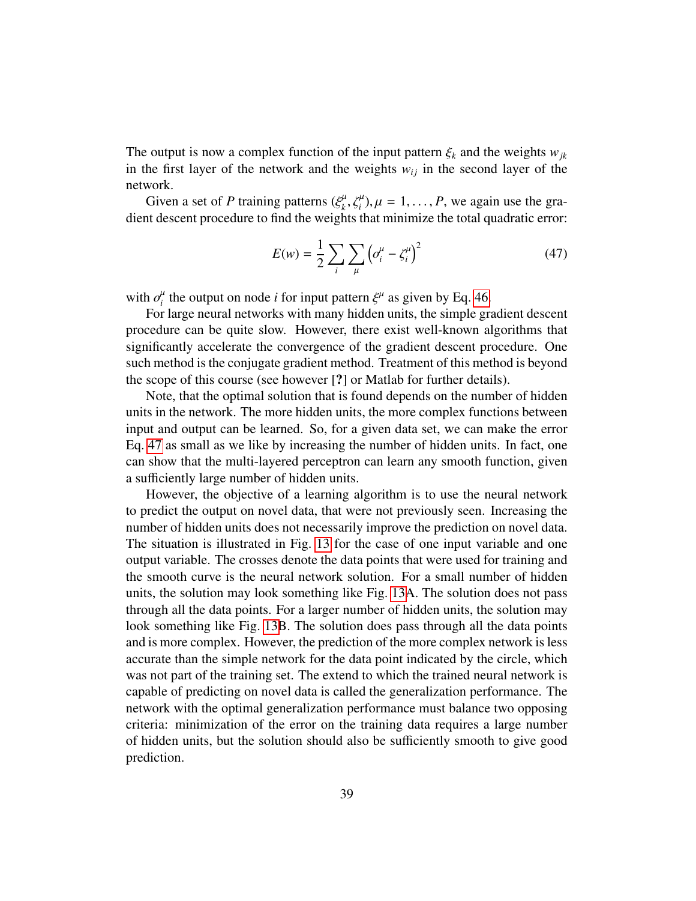The output is now a complex function of the input pattern $\xi_k$ and the weights $w_{jk}$ in the first layer of the network and the weights $w_{ij}$ in the second layer of the network.

Given a set of $P$ training patterns $(\xi_k^\mu, \zeta_i^\mu), \mu = 1, \ldots, P$, we again use the gradient descent procedure to find the weights that minimize the total quadratic error:

$$E(w) = \frac{1}{2} \sum_i \sum_\mu \left( o_i^\mu - \zeta_i^\mu \right)^2 \tag{47}$$

with $o_i^\mu$ the output on node $i$ for input pattern $\xi^\mu$ as given by Eq. 46.

For large neural networks with many hidden units, the simple gradient descent procedure can be quite slow. However, there exist well-known algorithms that significantly accelerate the convergence of the gradient descent procedure. One such method is the conjugate gradient method. Treatment of this method is beyond the scope of this course (see however [**?**] or Matlab for further details).

Note, that the optimal solution that is found depends on the number of hidden units in the network. The more hidden units, the more complex functions between input and output can be learned. So, for a given data set, we can make the error Eq. 47 as small as we like by increasing the number of hidden units. In fact, one can show that the multi-layered perceptron can learn any smooth function, given a sufficiently large number of hidden units.

However, the objective of a learning algorithm is to use the neural network to predict the output on novel data, that were not previously seen. Increasing the number of hidden units does not necessarily improve the prediction on novel data. The situation is illustrated in Fig. 13 for the case of one input variable and one output variable. The crosses denote the data points that were used for training and the smooth curve is the neural network solution. For a small number of hidden units, the solution may look something like Fig. 13A. The solution does not pass through all the data points. For a larger number of hidden units, the solution may look something like Fig. 13B. The solution does pass through all the data points and is more complex. However, the prediction of the more complex network is less accurate than the simple network for the data point indicated by the circle, which was not part of the training set. The extend to which the trained neural network is capable of predicting on novel data is called the generalization performance. The network with the optimal generalization performance must balance two opposing criteria: minimization of the error on the training data requires a large number of hidden units, but the solution should also be sufficiently smooth to give good prediction.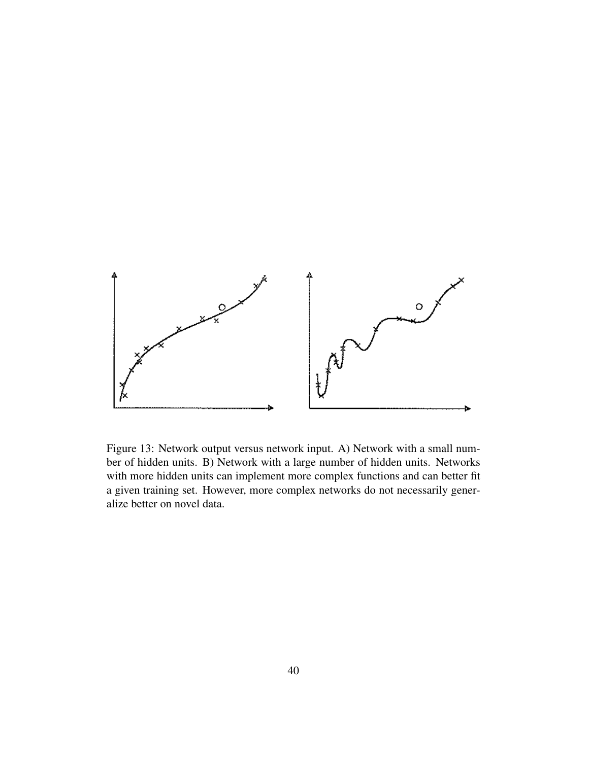Figure 13: Network output versus network input. A) Network with a small number of hidden units. B) Network with a large number of hidden units. Networks with more hidden units can implement more complex functions and can better fit a given training set. However, more complex networks do not necessarily generalize better on novel data.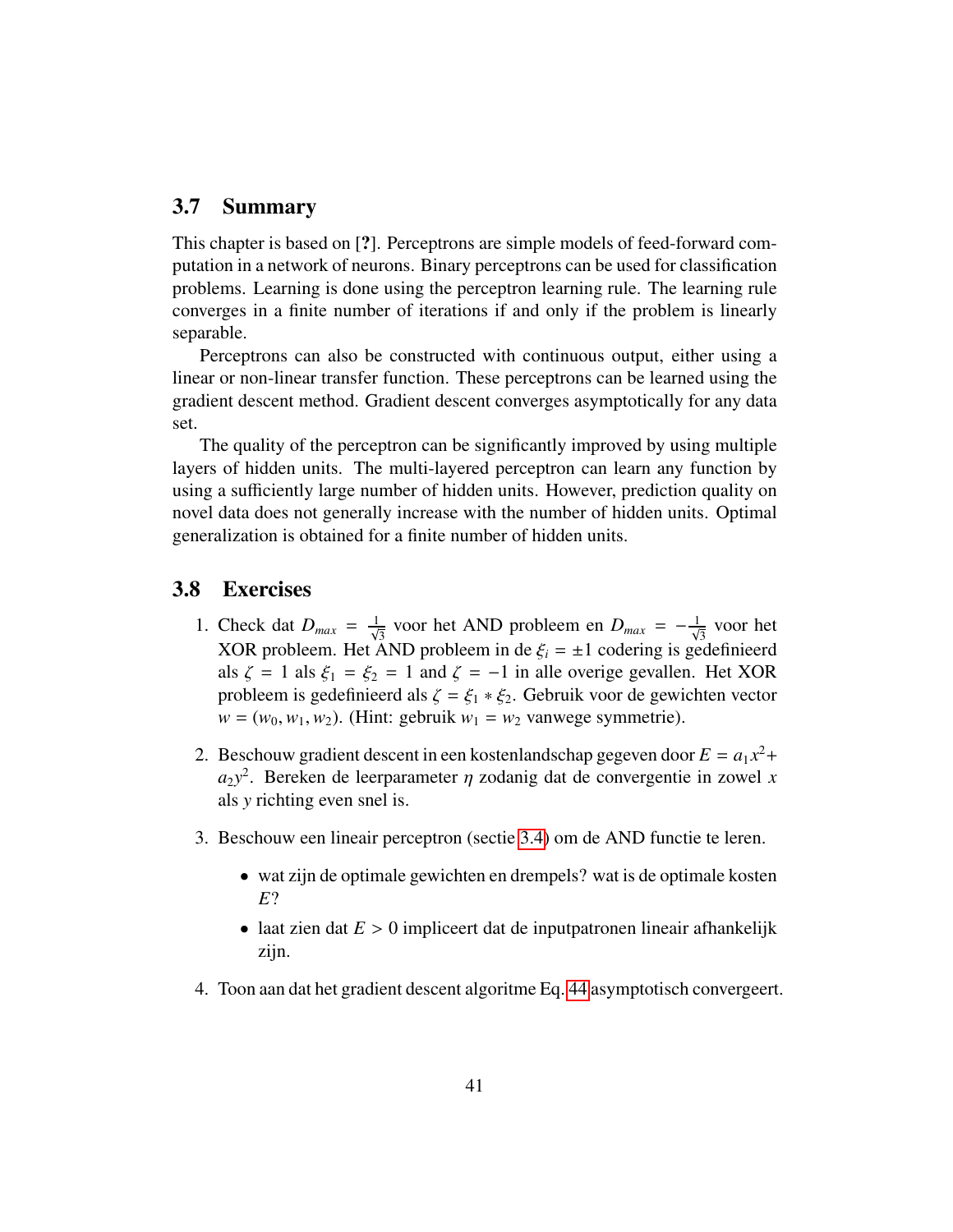## 3.7 Summary

This chapter is based on [**?**]. Perceptrons are simple models of feed-forward computation in a network of neurons. Binary perceptrons can be used for classification problems. Learning is done using the perceptron learning rule. The learning rule converges in a finite number of iterations if and only if the problem is linearly separable.

Perceptrons can also be constructed with continuous output, either using a linear or non-linear transfer function. These perceptrons can be learned using the gradient descent method. Gradient descent converges asymptotically for any data set.

The quality of the perceptron can be significantly improved by using multiple layers of hidden units. The multi-layered perceptron can learn any function by using a sufficiently large number of hidden units. However, prediction quality on novel data does not generally increase with the number of hidden units. Optimal generalization is obtained for a finite number of hidden units.

## 3.8 Exercises

1. Check dat $D_{max} = \frac{1}{\sqrt{3}}$ voor het AND probleem en $D_{max} = -\frac{1}{\sqrt{3}}$ voor het XOR probleem. Het AND probleem in de $\xi_i = \pm 1$ codering is gedefinieerd als $\zeta = 1$ als $\xi_1 = \xi_2 = 1$ and $\zeta = -1$ in alle overige gevallen. Het XOR probleem is gedefinieerd als $\zeta = \xi_1 * \xi_2$. Gebruik voor de gewichten vector $w = (w_0, w_1, w_2)$. (Hint: gebruik $w_1 = w_2$ vanwege symmetrie).

2. Beschouw gradient descent in een kostenlandschap gegeven door $E = a_1 x^2 + a_2 y^2$. Bereken de leerparameter $\eta$ zodanig dat de convergentie in zowel $x$ als $y$ richting even snel is.

3. Beschouw een lineair perceptron (sectie 3.4) om de AND functie te leren.

   - wat zijn de optimale gewichten en drempels? wat is de optimale kosten $E$?
   - laat zien dat $E > 0$ impliceert dat de inputpatronen lineair afhankelijk zijn.

4. Toon aan dat het gradient descent algoritme Eq. 44 asymptotisch convergeert.